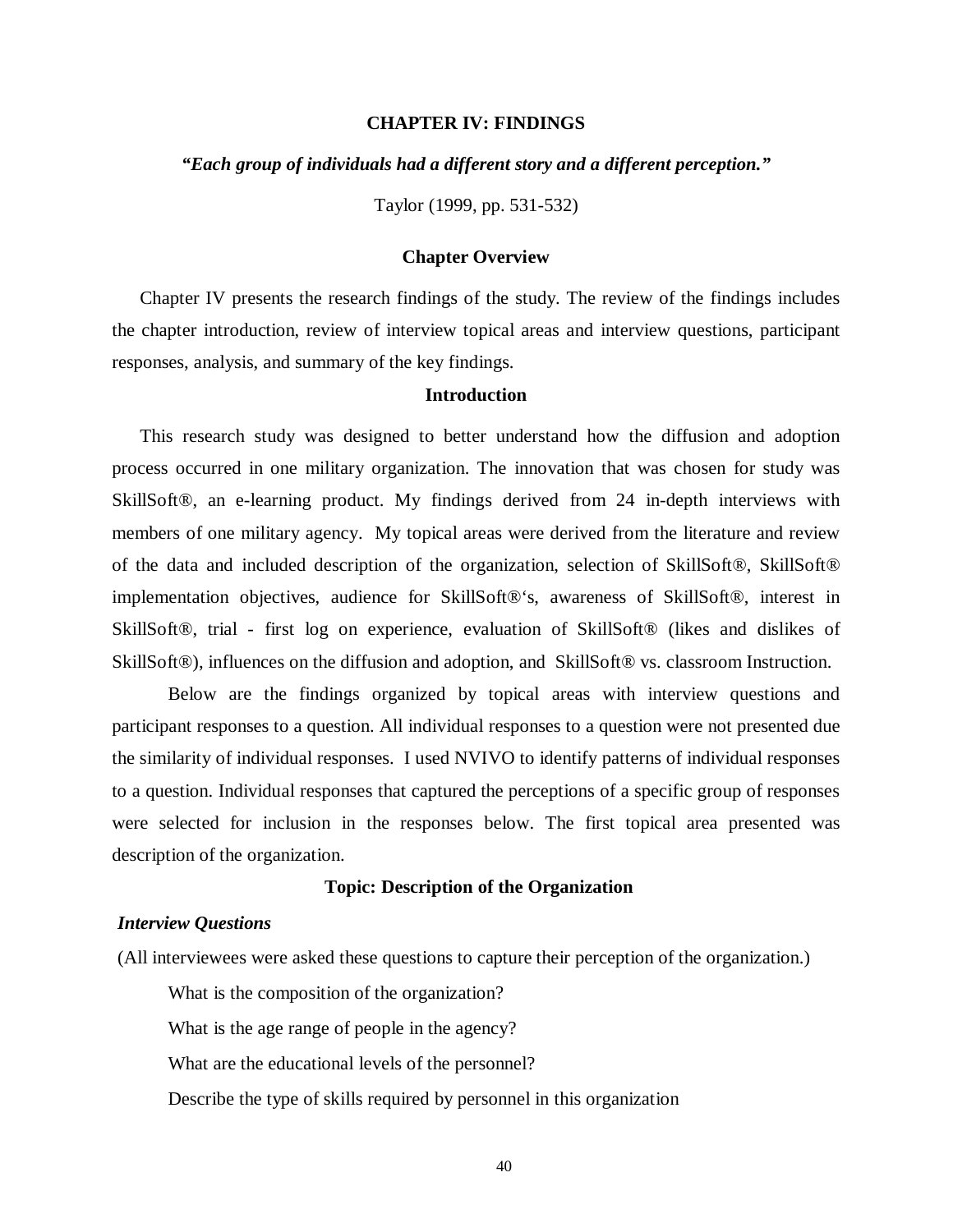# CHAPTER IV: FINDINGS

***"Each group of individuals had a different story and a different perception."***

Taylor (1999, pp. 531-532)

## Chapter Overview

Chapter IV presents the research findings of the study. The review of the findings includes the chapter introduction, review of interview topical areas and interview questions, participant responses, analysis, and summary of the key findings.

## Introduction

This research study was designed to better understand how the diffusion and adoption process occurred in one military organization. The innovation that was chosen for study was SkillSoft®, an e-learning product. My findings derived from 24 in-depth interviews with members of one military agency. My topical areas were derived from the literature and review of the data and included description of the organization, selection of SkillSoft®, SkillSoft® implementation objectives, audience for SkillSoft®'s, awareness of SkillSoft®, interest in SkillSoft®, trial - first log on experience, evaluation of SkillSoft® (likes and dislikes of SkillSoft®), influences on the diffusion and adoption, and SkillSoft® vs. classroom Instruction.

Below are the findings organized by topical areas with interview questions and participant responses to a question. All individual responses to a question were not presented due the similarity of individual responses. I used NVIVO to identify patterns of individual responses to a question. Individual responses that captured the perceptions of a specific group of responses were selected for inclusion in the responses below. The first topical area presented was description of the organization.

## Topic: Description of the Organization

### *Interview Questions*

(All interviewees were asked these questions to capture their perception of the organization.)

What is the composition of the organization?

What is the age range of people in the agency?

What are the educational levels of the personnel?

Describe the type of skills required by personnel in this organization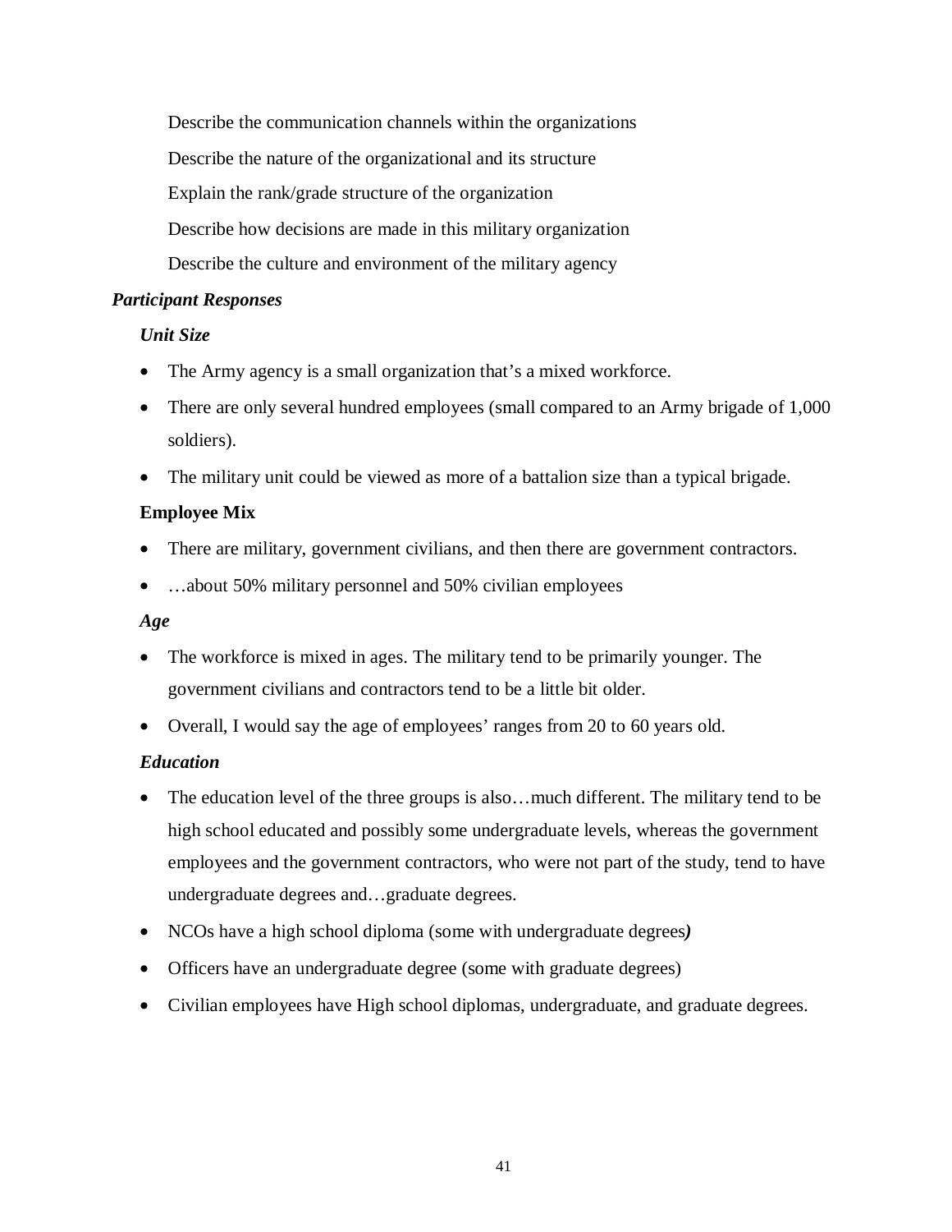Describe the communication channels within the organizations

Describe the nature of the organizational and its structure

Explain the rank/grade structure of the organization

Describe how decisions are made in this military organization

Describe the culture and environment of the military agency

***Participant Responses***

***Unit Size***

- The Army agency is a small organization that's a mixed workforce.
- There are only several hundred employees (small compared to an Army brigade of 1,000 soldiers).
- The military unit could be viewed as more of a battalion size than a typical brigade.

**Employee Mix**

- There are military, government civilians, and then there are government contractors.
- …about 50% military personnel and 50% civilian employees

***Age***

- The workforce is mixed in ages. The military tend to be primarily younger. The government civilians and contractors tend to be a little bit older.
- Overall, I would say the age of employees' ranges from 20 to 60 years old.

***Education***

- The education level of the three groups is also…much different. The military tend to be high school educated and possibly some undergraduate levels, whereas the government employees and the government contractors, who were not part of the study, tend to have undergraduate degrees and…graduate degrees.
- NCOs have a high school diploma (some with undergraduate degrees***)***
- Officers have an undergraduate degree (some with graduate degrees)
- Civilian employees have High school diplomas, undergraduate, and graduate degrees.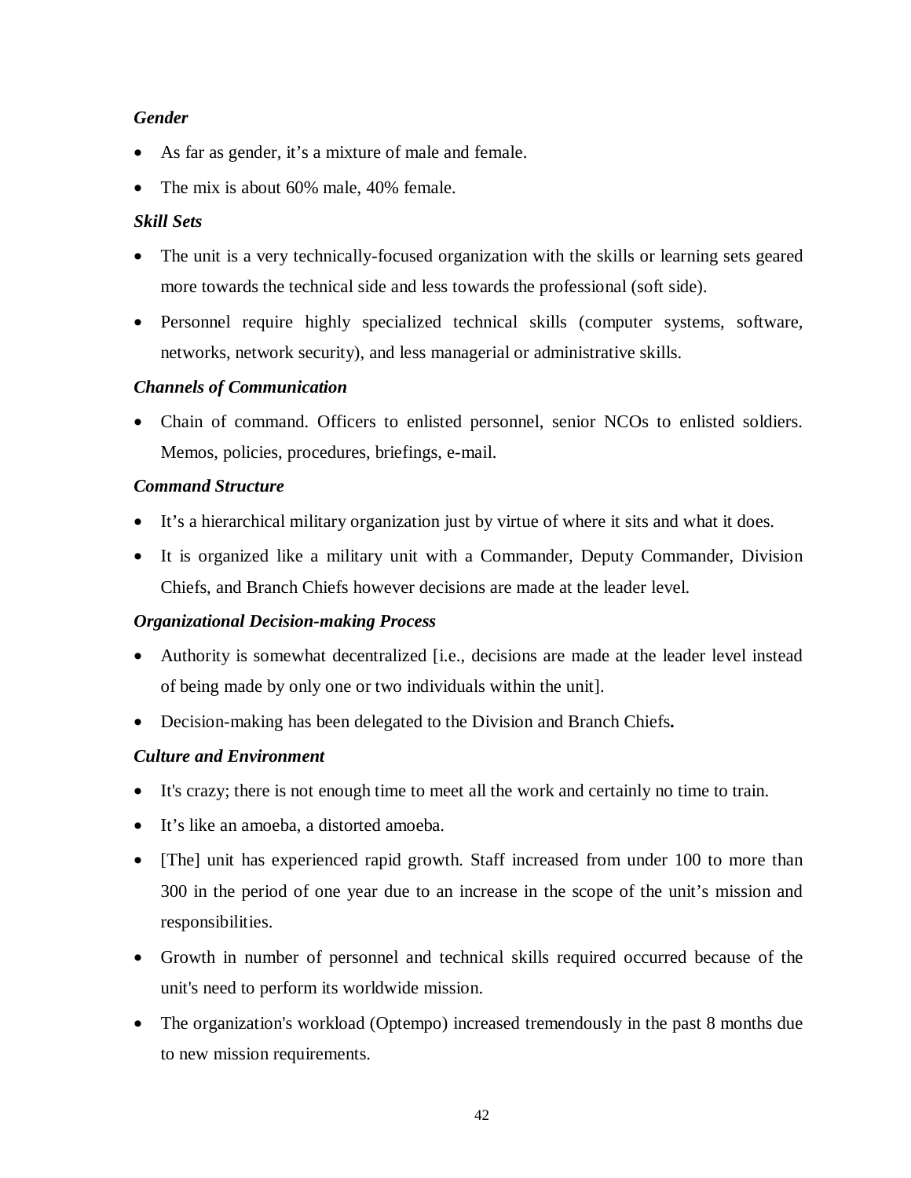*Gender*

- As far as gender, it's a mixture of male and female.
- The mix is about 60% male, 40% female.

*Skill Sets*

- The unit is a very technically-focused organization with the skills or learning sets geared more towards the technical side and less towards the professional (soft side).
- Personnel require highly specialized technical skills (computer systems, software, networks, network security), and less managerial or administrative skills.

*Channels of Communication*

- Chain of command. Officers to enlisted personnel, senior NCOs to enlisted soldiers. Memos, policies, procedures, briefings, e-mail.

*Command Structure*

- It's a hierarchical military organization just by virtue of where it sits and what it does.
- It is organized like a military unit with a Commander, Deputy Commander, Division Chiefs, and Branch Chiefs however decisions are made at the leader level.

*Organizational Decision-making Process*

- Authority is somewhat decentralized [i.e., decisions are made at the leader level instead of being made by only one or two individuals within the unit].
- Decision-making has been delegated to the Division and Branch Chiefs**.**

*Culture and Environment*

- It's crazy; there is not enough time to meet all the work and certainly no time to train.
- It's like an amoeba, a distorted amoeba.
- [The] unit has experienced rapid growth. Staff increased from under 100 to more than 300 in the period of one year due to an increase in the scope of the unit's mission and responsibilities.
- Growth in number of personnel and technical skills required occurred because of the unit's need to perform its worldwide mission.
- The organization's workload (Optempo) increased tremendously in the past 8 months due to new mission requirements.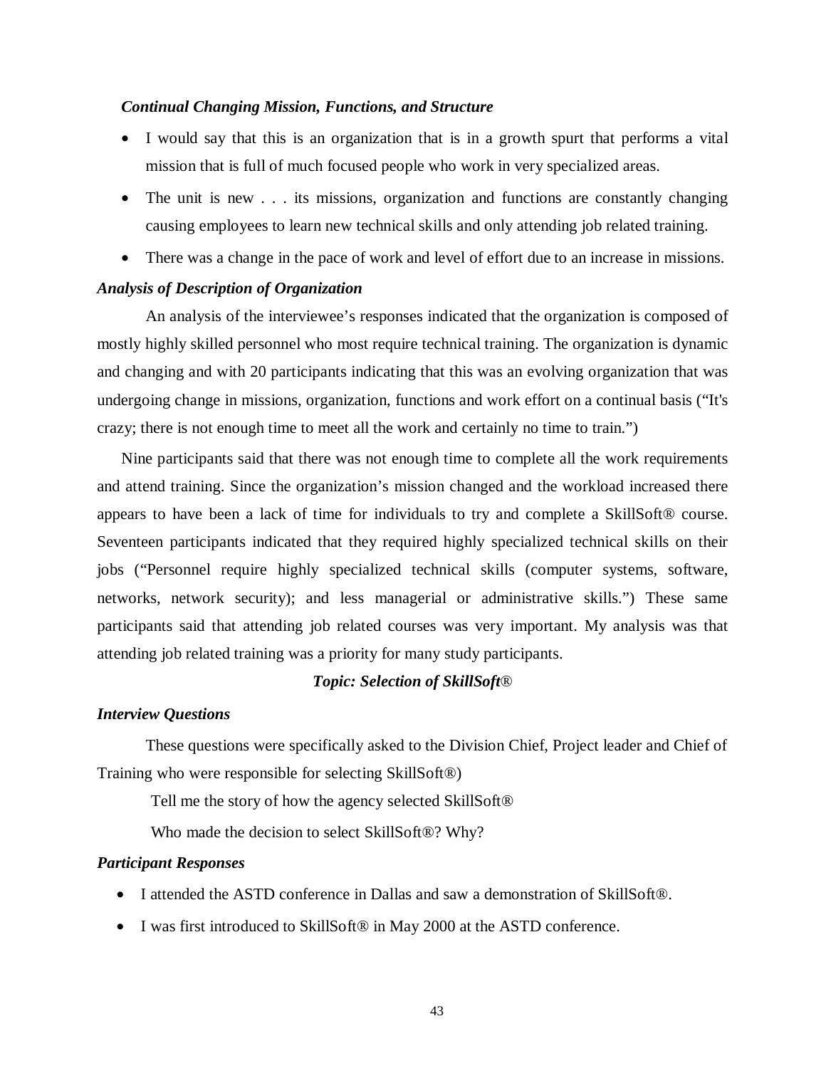***Continual Changing Mission, Functions, and Structure***

- I would say that this is an organization that is in a growth spurt that performs a vital mission that is full of much focused people who work in very specialized areas.
- The unit is new . . . its missions, organization and functions are constantly changing causing employees to learn new technical skills and only attending job related training.
- There was a change in the pace of work and level of effort due to an increase in missions.

***Analysis of Description of Organization***

An analysis of the interviewee's responses indicated that the organization is composed of mostly highly skilled personnel who most require technical training. The organization is dynamic and changing and with 20 participants indicating that this was an evolving organization that was undergoing change in missions, organization, functions and work effort on a continual basis ("It's crazy; there is not enough time to meet all the work and certainly no time to train.")

Nine participants said that there was not enough time to complete all the work requirements and attend training. Since the organization's mission changed and the workload increased there appears to have been a lack of time for individuals to try and complete a SkillSoft® course. Seventeen participants indicated that they required highly specialized technical skills on their jobs ("Personnel require highly specialized technical skills (computer systems, software, networks, network security); and less managerial or administrative skills.") These same participants said that attending job related courses was very important. My analysis was that attending job related training was a priority for many study participants.

***Topic: Selection of SkillSoft®***

***Interview Questions***

These questions were specifically asked to the Division Chief, Project leader and Chief of Training who were responsible for selecting SkillSoft®)

Tell me the story of how the agency selected SkillSoft®

Who made the decision to select SkillSoft®? Why?

***Participant Responses***

- I attended the ASTD conference in Dallas and saw a demonstration of SkillSoft®.
- I was first introduced to SkillSoft® in May 2000 at the ASTD conference.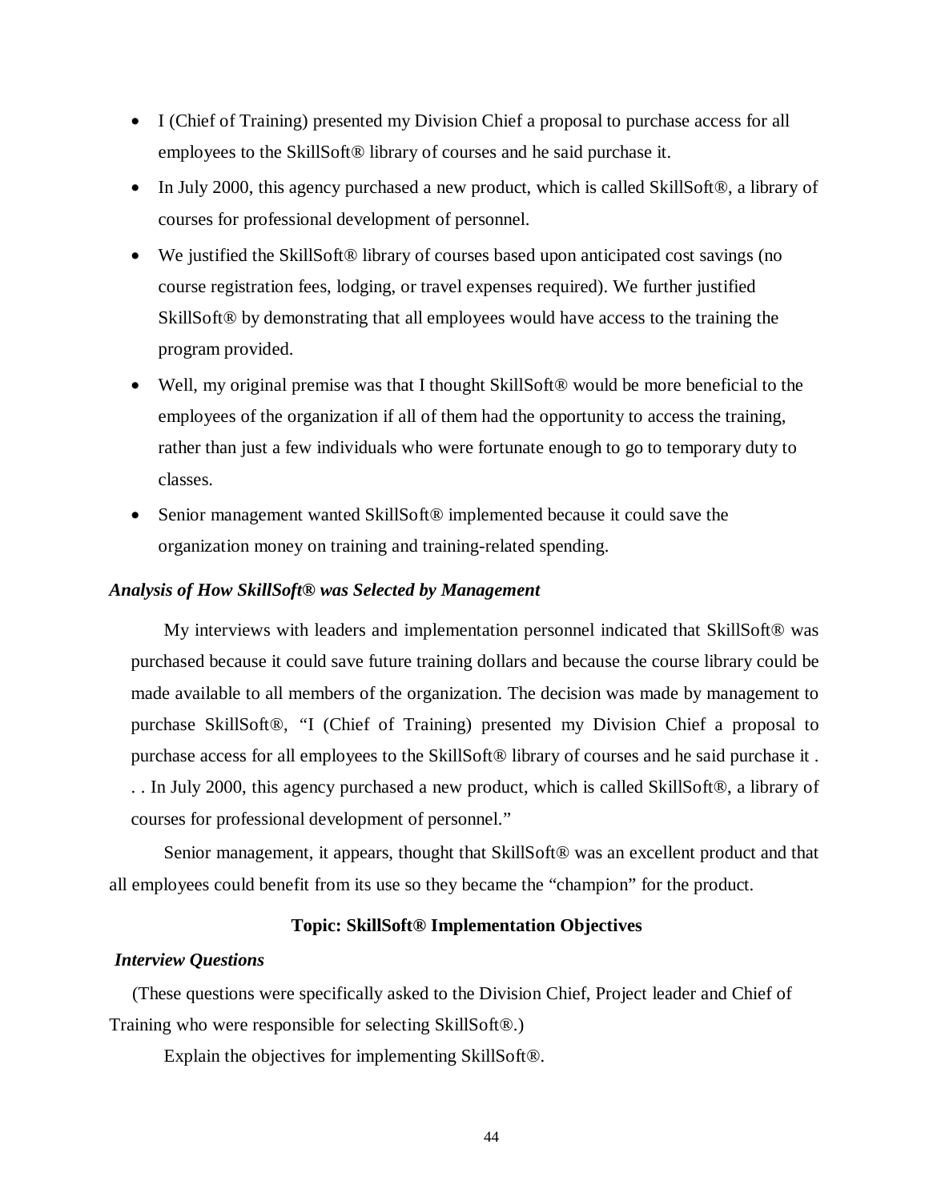- I (Chief of Training) presented my Division Chief a proposal to purchase access for all employees to the SkillSoft® library of courses and he said purchase it.
- In July 2000, this agency purchased a new product, which is called SkillSoft®, a library of courses for professional development of personnel.
- We justified the SkillSoft® library of courses based upon anticipated cost savings (no course registration fees, lodging, or travel expenses required). We further justified SkillSoft® by demonstrating that all employees would have access to the training the program provided.
- Well, my original premise was that I thought SkillSoft® would be more beneficial to the employees of the organization if all of them had the opportunity to access the training, rather than just a few individuals who were fortunate enough to go to temporary duty to classes.
- Senior management wanted SkillSoft® implemented because it could save the organization money on training and training-related spending.

***Analysis of How SkillSoft® was Selected by Management***

My interviews with leaders and implementation personnel indicated that SkillSoft® was purchased because it could save future training dollars and because the course library could be made available to all members of the organization. The decision was made by management to purchase SkillSoft®, "I (Chief of Training) presented my Division Chief a proposal to purchase access for all employees to the SkillSoft® library of courses and he said purchase it . . . In July 2000, this agency purchased a new product, which is called SkillSoft®, a library of courses for professional development of personnel."

Senior management, it appears, thought that SkillSoft® was an excellent product and that all employees could benefit from its use so they became the "champion" for the product.

**Topic: SkillSoft® Implementation Objectives**

***Interview Questions***

(These questions were specifically asked to the Division Chief, Project leader and Chief of Training who were responsible for selecting SkillSoft®.)

Explain the objectives for implementing SkillSoft®.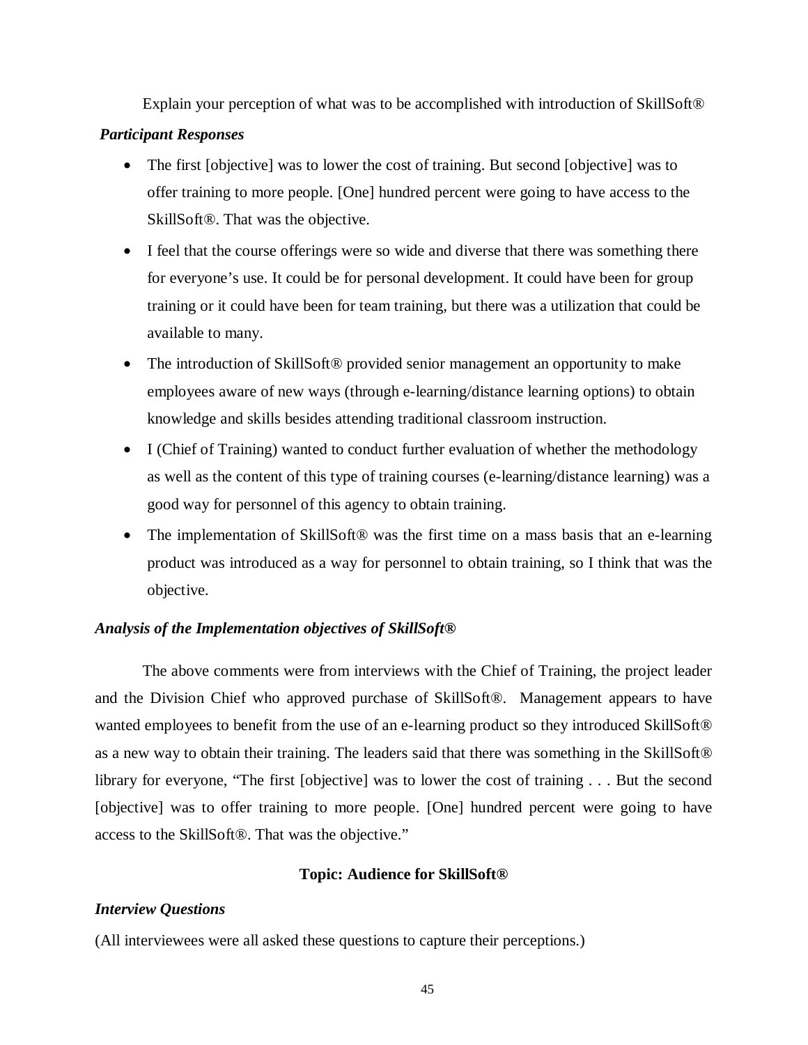Explain your perception of what was to be accomplished with introduction of SkillSoft®

***Participant Responses***

- The first [objective] was to lower the cost of training. But second [objective] was to offer training to more people. [One] hundred percent were going to have access to the SkillSoft®. That was the objective.
- I feel that the course offerings were so wide and diverse that there was something there for everyone's use. It could be for personal development. It could have been for group training or it could have been for team training, but there was a utilization that could be available to many.
- The introduction of SkillSoft® provided senior management an opportunity to make employees aware of new ways (through e-learning/distance learning options) to obtain knowledge and skills besides attending traditional classroom instruction.
- I (Chief of Training) wanted to conduct further evaluation of whether the methodology as well as the content of this type of training courses (e-learning/distance learning) was a good way for personnel of this agency to obtain training.
- The implementation of SkillSoft® was the first time on a mass basis that an e-learning product was introduced as a way for personnel to obtain training, so I think that was the objective.

***Analysis of the Implementation objectives of SkillSoft®***

The above comments were from interviews with the Chief of Training, the project leader and the Division Chief who approved purchase of SkillSoft®. Management appears to have wanted employees to benefit from the use of an e-learning product so they introduced SkillSoft® as a new way to obtain their training. The leaders said that there was something in the SkillSoft® library for everyone, "The first [objective] was to lower the cost of training . . . But the second [objective] was to offer training to more people. [One] hundred percent were going to have access to the SkillSoft®. That was the objective."

**Topic: Audience for SkillSoft®**

***Interview Questions***

(All interviewees were all asked these questions to capture their perceptions.)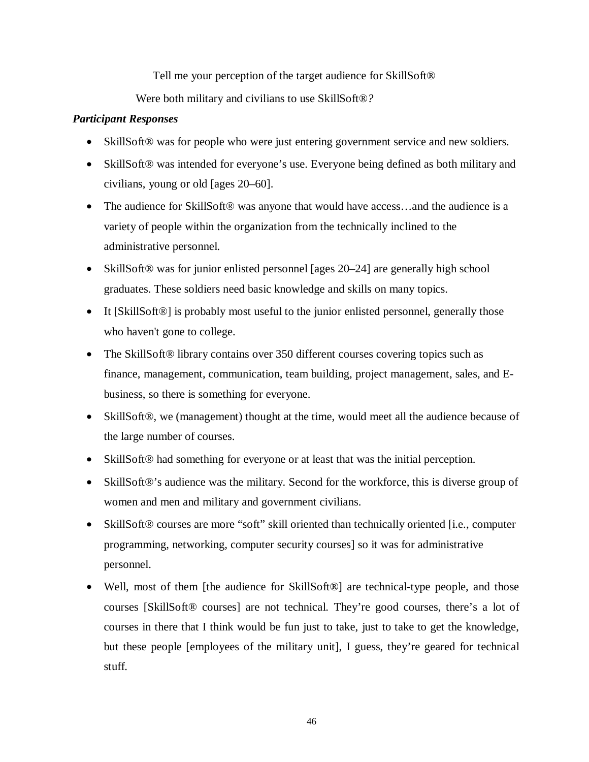Tell me your perception of the target audience for SkillSoft®

Were both military and civilians to use SkillSoft®*?*

***Participant Responses***

- SkillSoft® was for people who were just entering government service and new soldiers.
- SkillSoft® was intended for everyone's use. Everyone being defined as both military and civilians, young or old [ages 20–60].
- The audience for SkillSoft® was anyone that would have access…and the audience is a variety of people within the organization from the technically inclined to the administrative personnel.
- SkillSoft® was for junior enlisted personnel [ages 20–24] are generally high school graduates. These soldiers need basic knowledge and skills on many topics.
- It [SkillSoft®] is probably most useful to the junior enlisted personnel, generally those who haven't gone to college.
- The SkillSoft® library contains over 350 different courses covering topics such as finance, management, communication, team building, project management, sales, and E-business, so there is something for everyone.
- SkillSoft®, we (management) thought at the time, would meet all the audience because of the large number of courses.
- SkillSoft® had something for everyone or at least that was the initial perception.
- SkillSoft®'s audience was the military. Second for the workforce, this is diverse group of women and men and military and government civilians.
- SkillSoft® courses are more "soft" skill oriented than technically oriented [i.e., computer programming, networking, computer security courses] so it was for administrative personnel.
- Well, most of them [the audience for SkillSoft®] are technical-type people, and those courses [SkillSoft® courses] are not technical. They're good courses, there's a lot of courses in there that I think would be fun just to take, just to take to get the knowledge, but these people [employees of the military unit], I guess, they're geared for technical stuff.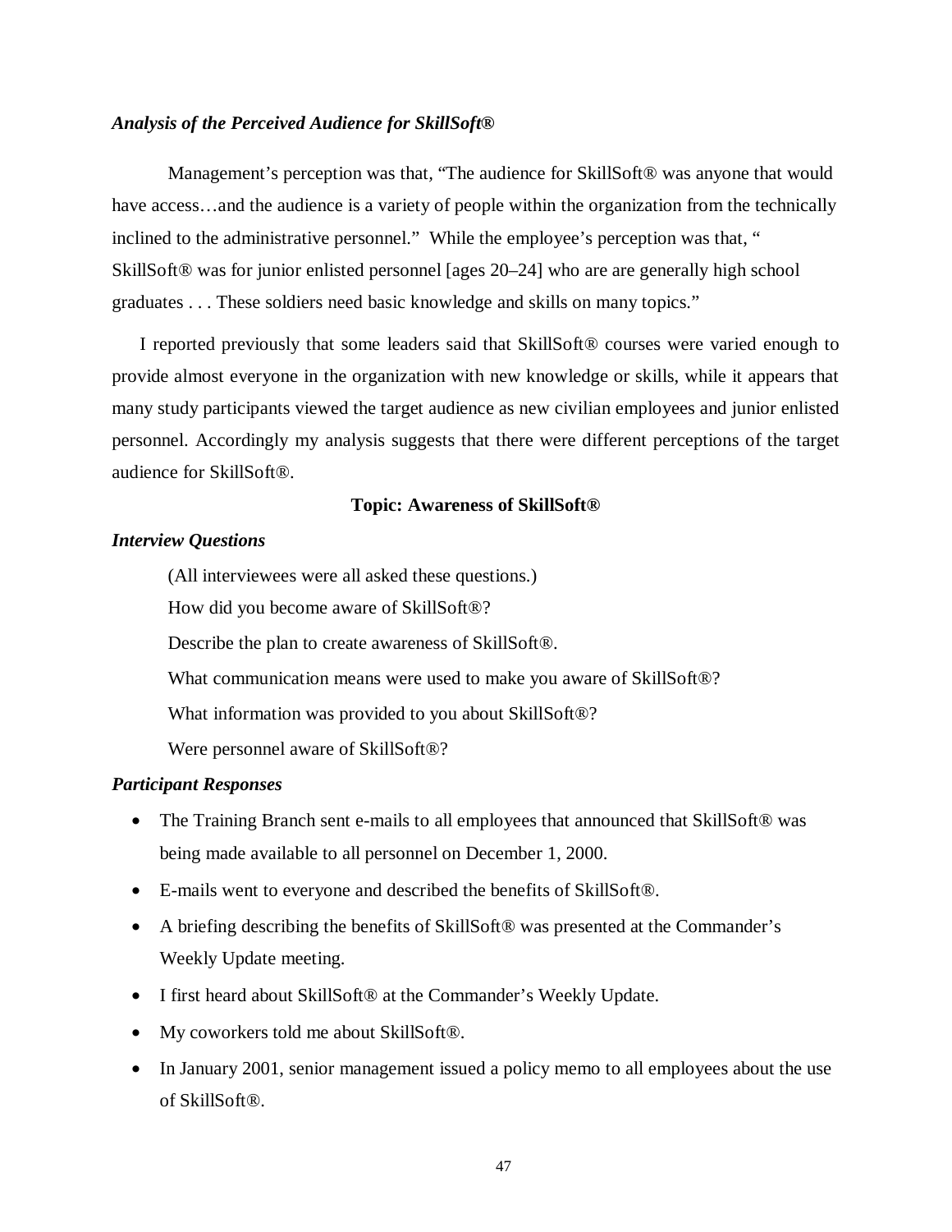*Analysis of the Perceived Audience for SkillSoft®*

Management's perception was that, "The audience for SkillSoft® was anyone that would have access…and the audience is a variety of people within the organization from the technically inclined to the administrative personnel." While the employee's perception was that, " SkillSoft® was for junior enlisted personnel [ages 20–24] who are are generally high school graduates . . . These soldiers need basic knowledge and skills on many topics."

I reported previously that some leaders said that SkillSoft® courses were varied enough to provide almost everyone in the organization with new knowledge or skills, while it appears that many study participants viewed the target audience as new civilian employees and junior enlisted personnel. Accordingly my analysis suggests that there were different perceptions of the target audience for SkillSoft®.

**Topic: Awareness of SkillSoft®**

*Interview Questions*

(All interviewees were all asked these questions.)

How did you become aware of SkillSoft®?

Describe the plan to create awareness of SkillSoft®.

What communication means were used to make you aware of SkillSoft®?

What information was provided to you about SkillSoft®?

Were personnel aware of SkillSoft®?

*Participant Responses*

- The Training Branch sent e-mails to all employees that announced that SkillSoft® was being made available to all personnel on December 1, 2000.
- E-mails went to everyone and described the benefits of SkillSoft®.
- A briefing describing the benefits of SkillSoft® was presented at the Commander's Weekly Update meeting.
- I first heard about SkillSoft® at the Commander's Weekly Update.
- My coworkers told me about SkillSoft®.
- In January 2001, senior management issued a policy memo to all employees about the use of SkillSoft®.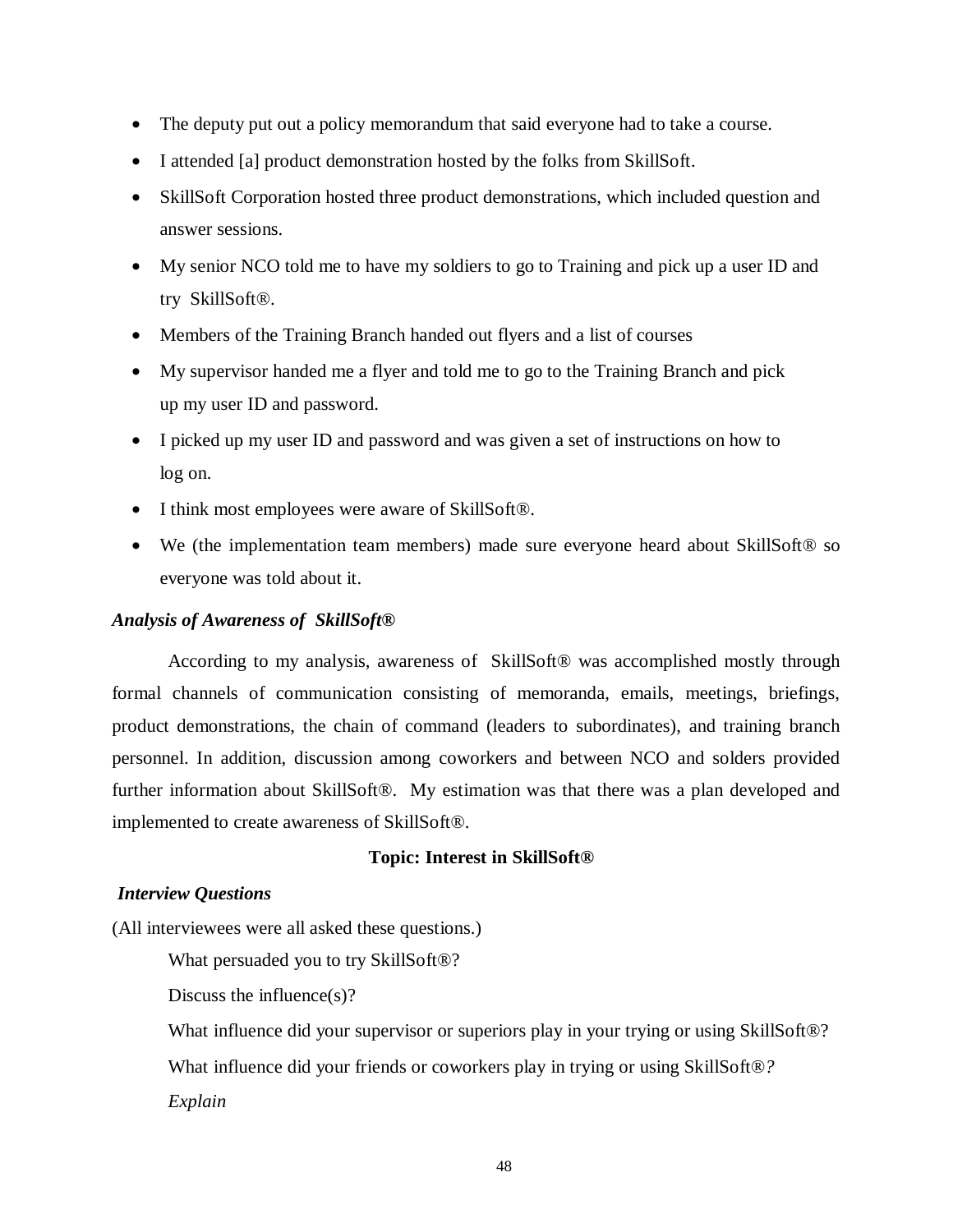- The deputy put out a policy memorandum that said everyone had to take a course.
- I attended [a] product demonstration hosted by the folks from SkillSoft.
- SkillSoft Corporation hosted three product demonstrations, which included question and answer sessions.
- My senior NCO told me to have my soldiers to go to Training and pick up a user ID and try SkillSoft®.
- Members of the Training Branch handed out flyers and a list of courses
- My supervisor handed me a flyer and told me to go to the Training Branch and pick up my user ID and password.
- I picked up my user ID and password and was given a set of instructions on how to log on.
- I think most employees were aware of SkillSoft®.
- We (the implementation team members) made sure everyone heard about SkillSoft® so everyone was told about it.

***Analysis of Awareness of SkillSoft®***

According to my analysis, awareness of SkillSoft® was accomplished mostly through formal channels of communication consisting of memoranda, emails, meetings, briefings, product demonstrations, the chain of command (leaders to subordinates), and training branch personnel. In addition, discussion among coworkers and between NCO and solders provided further information about SkillSoft®. My estimation was that there was a plan developed and implemented to create awareness of SkillSoft®.

**Topic: Interest in SkillSoft®**

***Interview Questions***

(All interviewees were all asked these questions.)

What persuaded you to try SkillSoft®?

Discuss the influence(s)?

What influence did your supervisor or superiors play in your trying or using SkillSoft®?

What influence did your friends or coworkers play in trying or using SkillSoft®*?*

*Explain*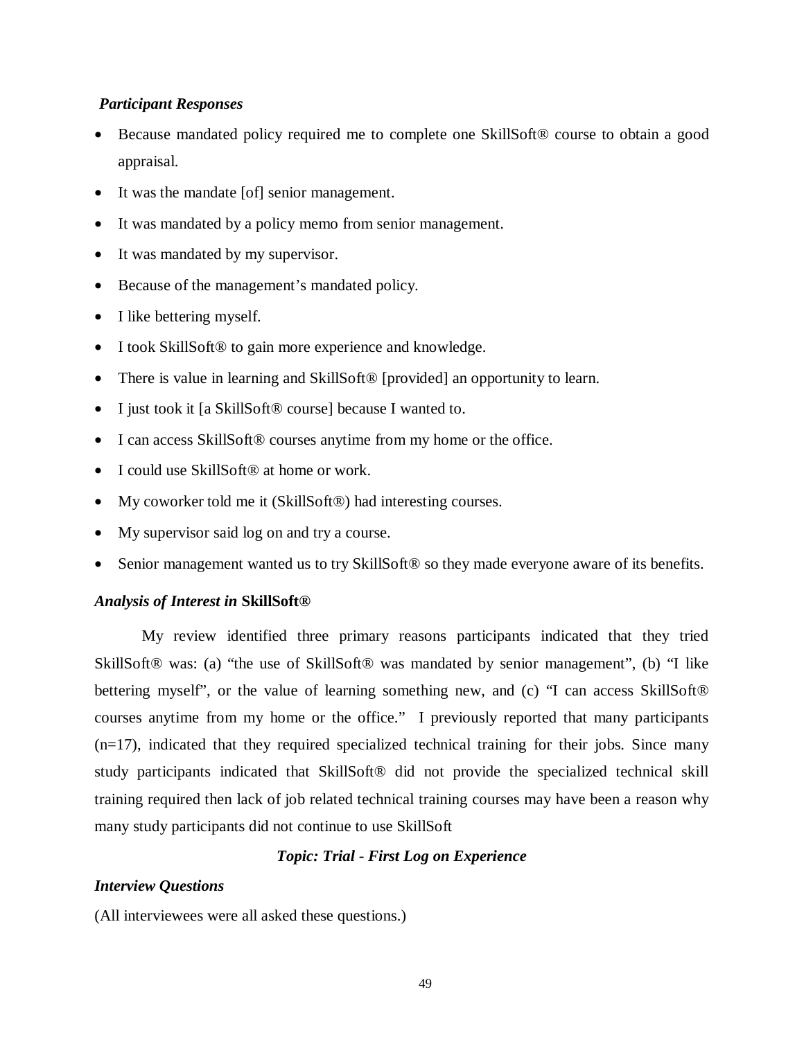*Participant Responses*

- Because mandated policy required me to complete one SkillSoft® course to obtain a good appraisal.
- It was the mandate [of] senior management.
- It was mandated by a policy memo from senior management.
- It was mandated by my supervisor.
- Because of the management's mandated policy.
- I like bettering myself.
- I took SkillSoft® to gain more experience and knowledge.
- There is value in learning and SkillSoft® [provided] an opportunity to learn.
- I just took it [a SkillSoft® course] because I wanted to.
- I can access SkillSoft® courses anytime from my home or the office.
- I could use SkillSoft® at home or work.
- My coworker told me it (SkillSoft®) had interesting courses.
- My supervisor said log on and try a course.
- Senior management wanted us to try SkillSoft® so they made everyone aware of its benefits.

*Analysis of Interest in* **SkillSoft®**

My review identified three primary reasons participants indicated that they tried SkillSoft® was: (a) "the use of SkillSoft® was mandated by senior management", (b) "I like bettering myself", or the value of learning something new, and (c) "I can access SkillSoft® courses anytime from my home or the office." I previously reported that many participants (n=17), indicated that they required specialized technical training for their jobs. Since many study participants indicated that SkillSoft® did not provide the specialized technical skill training required then lack of job related technical training courses may have been a reason why many study participants did not continue to use SkillSoft

***Topic: Trial - First Log on Experience***

***Interview Questions***

(All interviewees were all asked these questions.)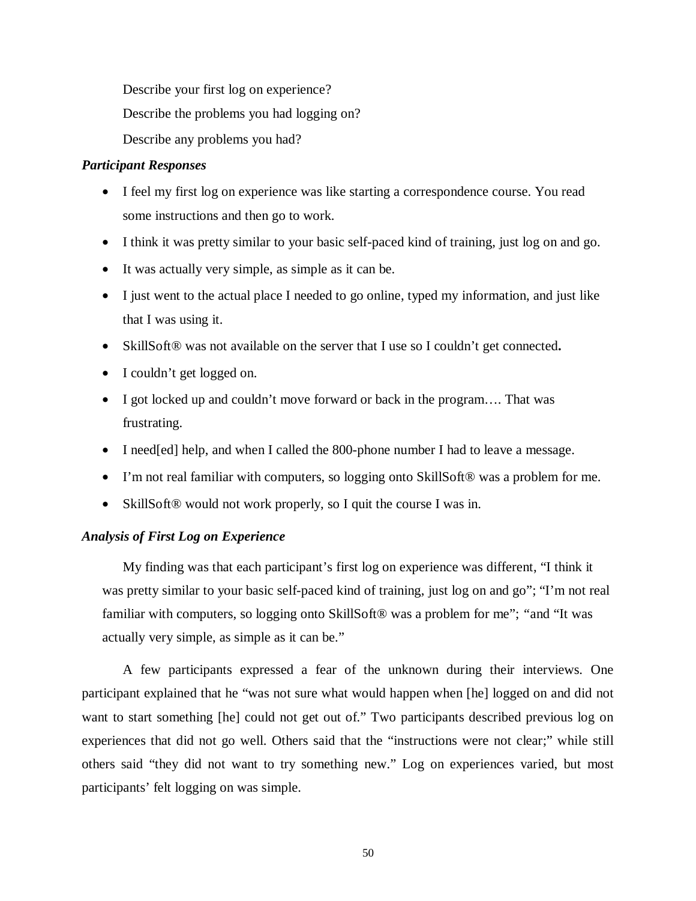Describe your first log on experience?

Describe the problems you had logging on?

Describe any problems you had?

***Participant Responses***

- I feel my first log on experience was like starting a correspondence course. You read some instructions and then go to work.
- I think it was pretty similar to your basic self-paced kind of training, just log on and go.
- It was actually very simple, as simple as it can be.
- I just went to the actual place I needed to go online, typed my information, and just like that I was using it.
- SkillSoft® was not available on the server that I use so I couldn't get connected**.**
- I couldn't get logged on.
- I got locked up and couldn't move forward or back in the program…. That was frustrating.
- I need[ed] help, and when I called the 800-phone number I had to leave a message.
- I'm not real familiar with computers, so logging onto SkillSoft® was a problem for me.
- SkillSoft® would not work properly, so I quit the course I was in.

***Analysis of First Log on Experience***

My finding was that each participant's first log on experience was different, "I think it was pretty similar to your basic self-paced kind of training, just log on and go"; "I'm not real familiar with computers, so logging onto SkillSoft® was a problem for me"; "and "It was actually very simple, as simple as it can be."

A few participants expressed a fear of the unknown during their interviews. One participant explained that he "was not sure what would happen when [he] logged on and did not want to start something [he] could not get out of." Two participants described previous log on experiences that did not go well. Others said that the "instructions were not clear;" while still others said "they did not want to try something new." Log on experiences varied, but most participants' felt logging on was simple.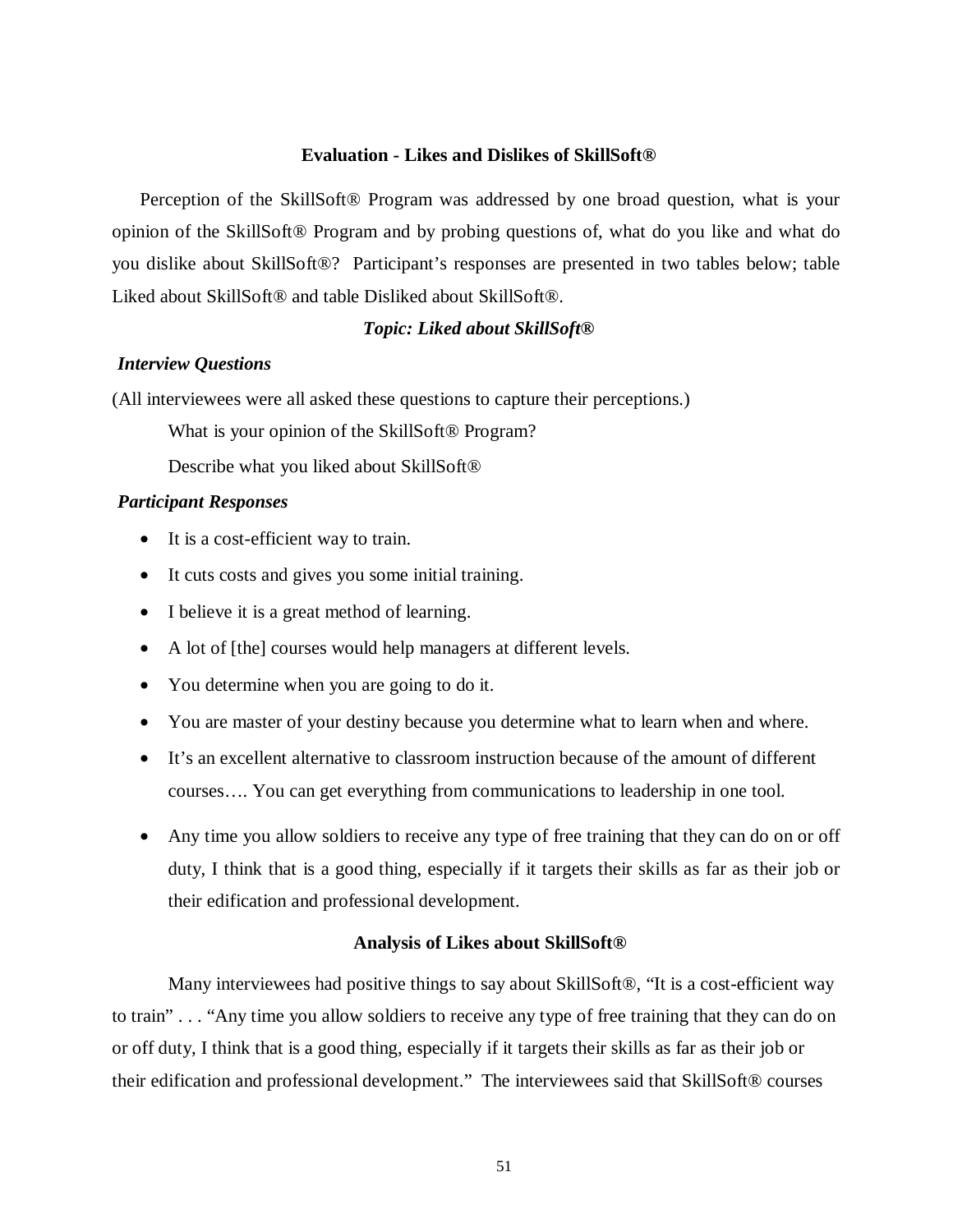**Evaluation - Likes and Dislikes of SkillSoft®**

Perception of the SkillSoft® Program was addressed by one broad question, what is your opinion of the SkillSoft® Program and by probing questions of, what do you like and what do you dislike about SkillSoft®? Participant's responses are presented in two tables below; table Liked about SkillSoft® and table Disliked about SkillSoft®.

***Topic: Liked about SkillSoft®***

***Interview Questions***

(All interviewees were all asked these questions to capture their perceptions.)

What is your opinion of the SkillSoft® Program?

Describe what you liked about SkillSoft®

***Participant Responses***

- It is a cost-efficient way to train.
- It cuts costs and gives you some initial training.
- I believe it is a great method of learning.
- A lot of [the] courses would help managers at different levels.
- You determine when you are going to do it.
- You are master of your destiny because you determine what to learn when and where.
- It's an excellent alternative to classroom instruction because of the amount of different courses…. You can get everything from communications to leadership in one tool.
- Any time you allow soldiers to receive any type of free training that they can do on or off duty, I think that is a good thing, especially if it targets their skills as far as their job or their edification and professional development.

**Analysis of Likes about SkillSoft®**

Many interviewees had positive things to say about SkillSoft®, "It is a cost-efficient way to train" . . . "Any time you allow soldiers to receive any type of free training that they can do on or off duty, I think that is a good thing, especially if it targets their skills as far as their job or their edification and professional development." The interviewees said that SkillSoft® courses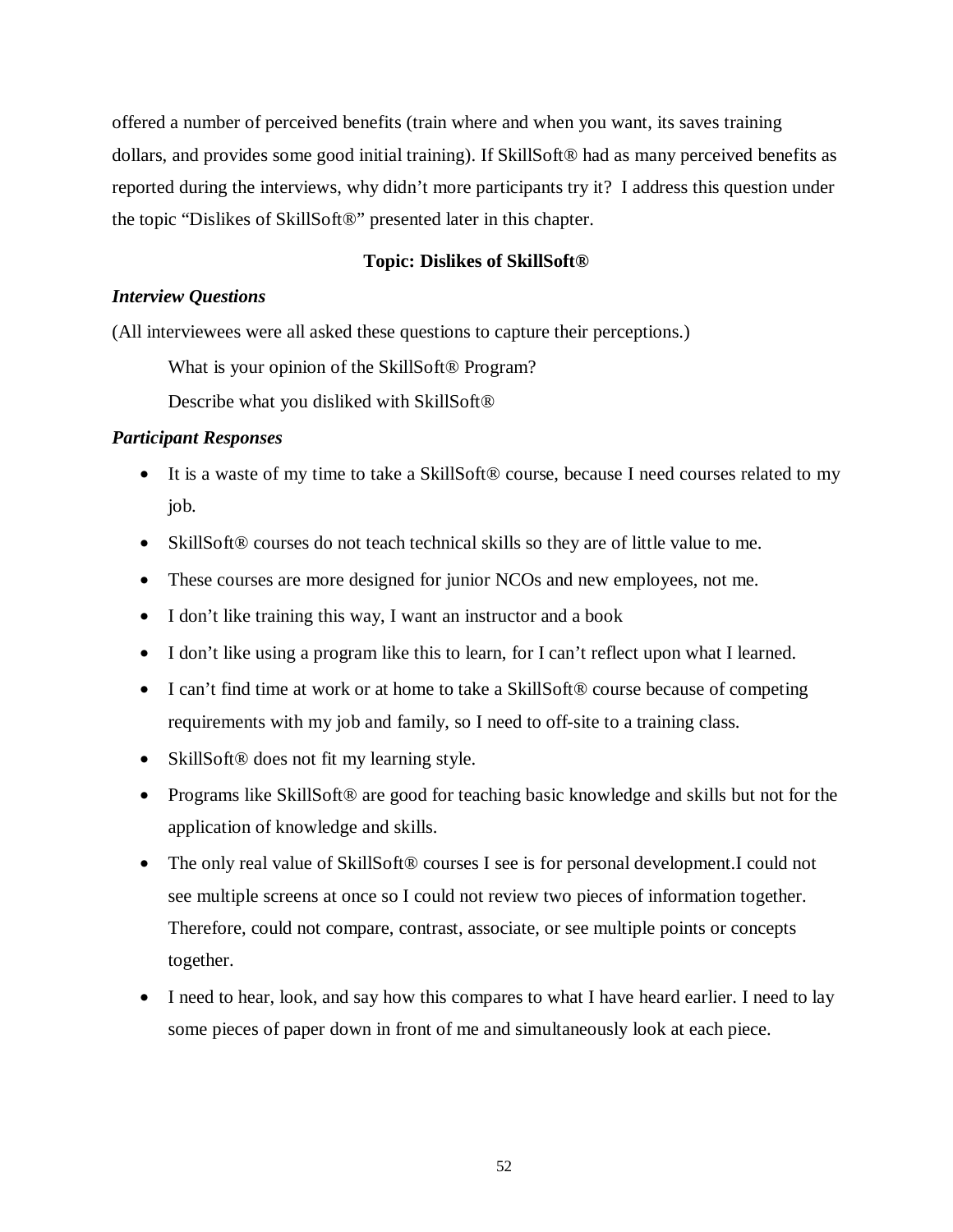offered a number of perceived benefits (train where and when you want, its saves training dollars, and provides some good initial training). If SkillSoft® had as many perceived benefits as reported during the interviews, why didn't more participants try it? I address this question under the topic "Dislikes of SkillSoft®" presented later in this chapter.

**Topic: Dislikes of SkillSoft®**

***Interview Questions***

(All interviewees were all asked these questions to capture their perceptions.)

What is your opinion of the SkillSoft® Program?

Describe what you disliked with SkillSoft®

***Participant Responses***

- It is a waste of my time to take a SkillSoft® course, because I need courses related to my job.
- SkillSoft® courses do not teach technical skills so they are of little value to me.
- These courses are more designed for junior NCOs and new employees, not me.
- I don't like training this way, I want an instructor and a book
- I don't like using a program like this to learn, for I can't reflect upon what I learned.
- I can't find time at work or at home to take a SkillSoft® course because of competing requirements with my job and family, so I need to off-site to a training class.
- SkillSoft® does not fit my learning style.
- Programs like SkillSoft® are good for teaching basic knowledge and skills but not for the application of knowledge and skills.
- The only real value of SkillSoft® courses I see is for personal development.I could not see multiple screens at once so I could not review two pieces of information together. Therefore, could not compare, contrast, associate, or see multiple points or concepts together.
- I need to hear, look, and say how this compares to what I have heard earlier. I need to lay some pieces of paper down in front of me and simultaneously look at each piece.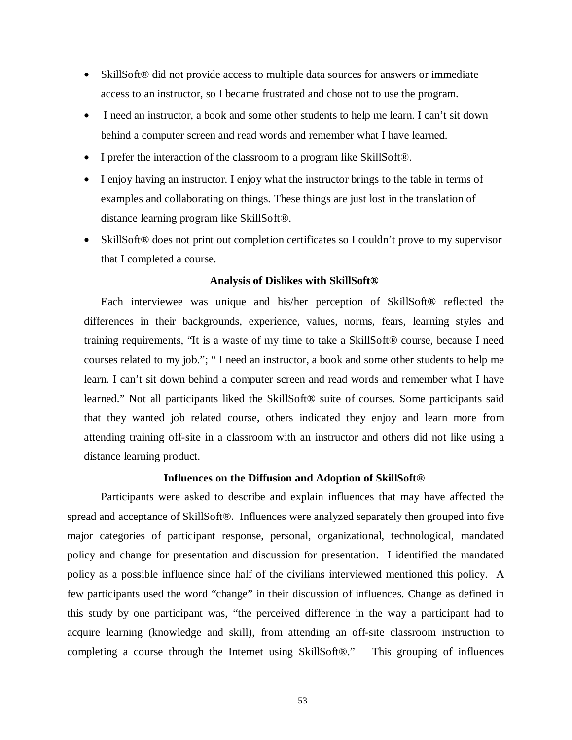- SkillSoft® did not provide access to multiple data sources for answers or immediate access to an instructor, so I became frustrated and chose not to use the program.
- I need an instructor, a book and some other students to help me learn. I can't sit down behind a computer screen and read words and remember what I have learned.
- I prefer the interaction of the classroom to a program like SkillSoft®.
- I enjoy having an instructor. I enjoy what the instructor brings to the table in terms of examples and collaborating on things. These things are just lost in the translation of distance learning program like SkillSoft®.
- SkillSoft® does not print out completion certificates so I couldn't prove to my supervisor that I completed a course.

**Analysis of Dislikes with SkillSoft®**

Each interviewee was unique and his/her perception of SkillSoft® reflected the differences in their backgrounds, experience, values, norms, fears, learning styles and training requirements, "It is a waste of my time to take a SkillSoft® course, because I need courses related to my job."; " I need an instructor, a book and some other students to help me learn. I can't sit down behind a computer screen and read words and remember what I have learned." Not all participants liked the SkillSoft® suite of courses. Some participants said that they wanted job related course, others indicated they enjoy and learn more from attending training off-site in a classroom with an instructor and others did not like using a distance learning product.

**Influences on the Diffusion and Adoption of SkillSoft®**

Participants were asked to describe and explain influences that may have affected the spread and acceptance of SkillSoft®. Influences were analyzed separately then grouped into five major categories of participant response, personal, organizational, technological, mandated policy and change for presentation and discussion for presentation. I identified the mandated policy as a possible influence since half of the civilians interviewed mentioned this policy. A few participants used the word "change" in their discussion of influences. Change as defined in this study by one participant was, "the perceived difference in the way a participant had to acquire learning (knowledge and skill), from attending an off-site classroom instruction to completing a course through the Internet using SkillSoft®." This grouping of influences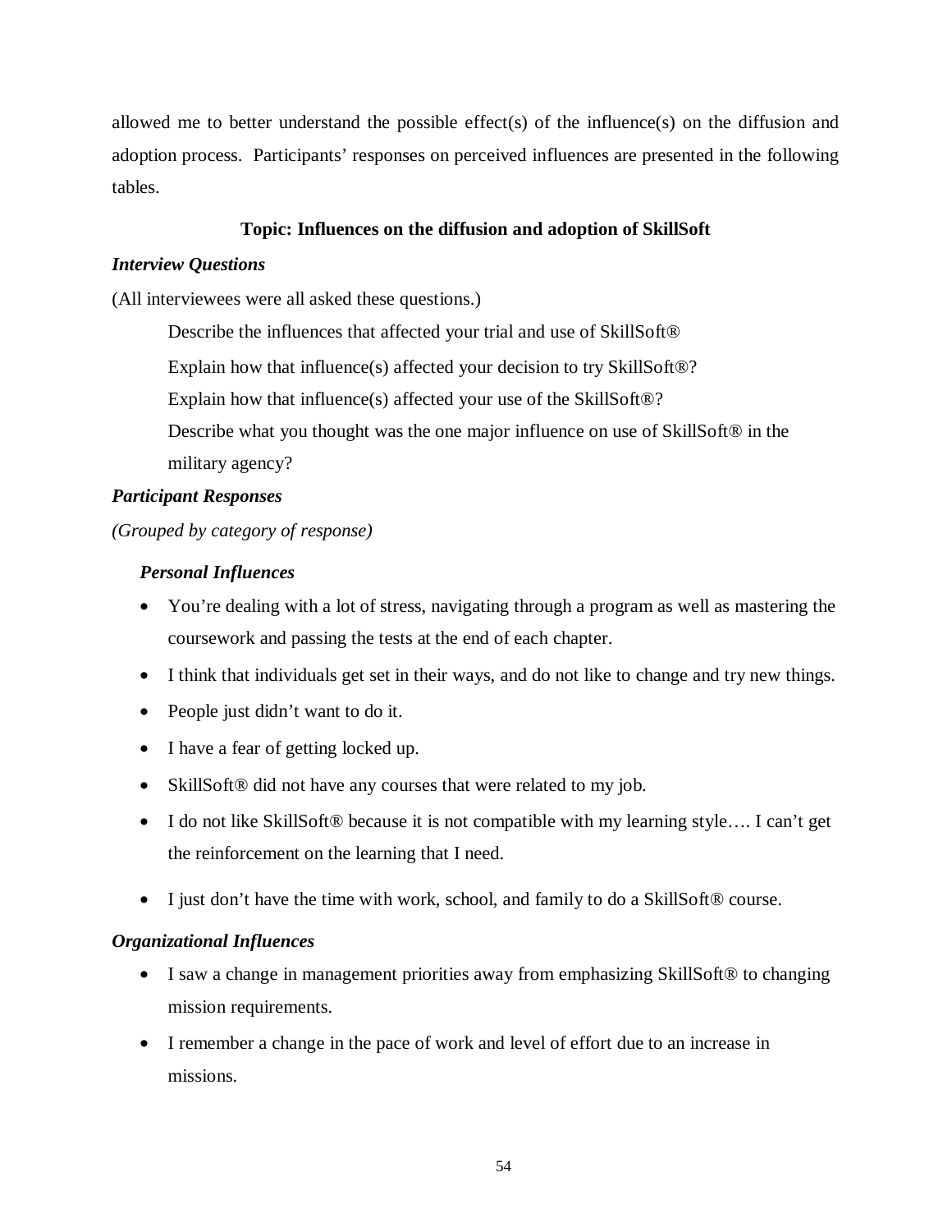allowed me to better understand the possible effect(s) of the influence(s) on the diffusion and adoption process. Participants' responses on perceived influences are presented in the following tables.

**Topic: Influences on the diffusion and adoption of SkillSoft**

***Interview Questions***

(All interviewees were all asked these questions.)

Describe the influences that affected your trial and use of SkillSoft®

Explain how that influence(s) affected your decision to try SkillSoft®?

Explain how that influence(s) affected your use of the SkillSoft®?

Describe what you thought was the one major influence on use of SkillSoft® in the military agency?

***Participant Responses***

*(Grouped by category of response)*

***Personal Influences***

- You're dealing with a lot of stress, navigating through a program as well as mastering the coursework and passing the tests at the end of each chapter.
- I think that individuals get set in their ways, and do not like to change and try new things.
- People just didn't want to do it.
- I have a fear of getting locked up.
- SkillSoft® did not have any courses that were related to my job.
- I do not like SkillSoft® because it is not compatible with my learning style…. I can't get the reinforcement on the learning that I need.
- I just don't have the time with work, school, and family to do a SkillSoft® course.

***Organizational Influences***

- I saw a change in management priorities away from emphasizing SkillSoft® to changing mission requirements.
- I remember a change in the pace of work and level of effort due to an increase in missions.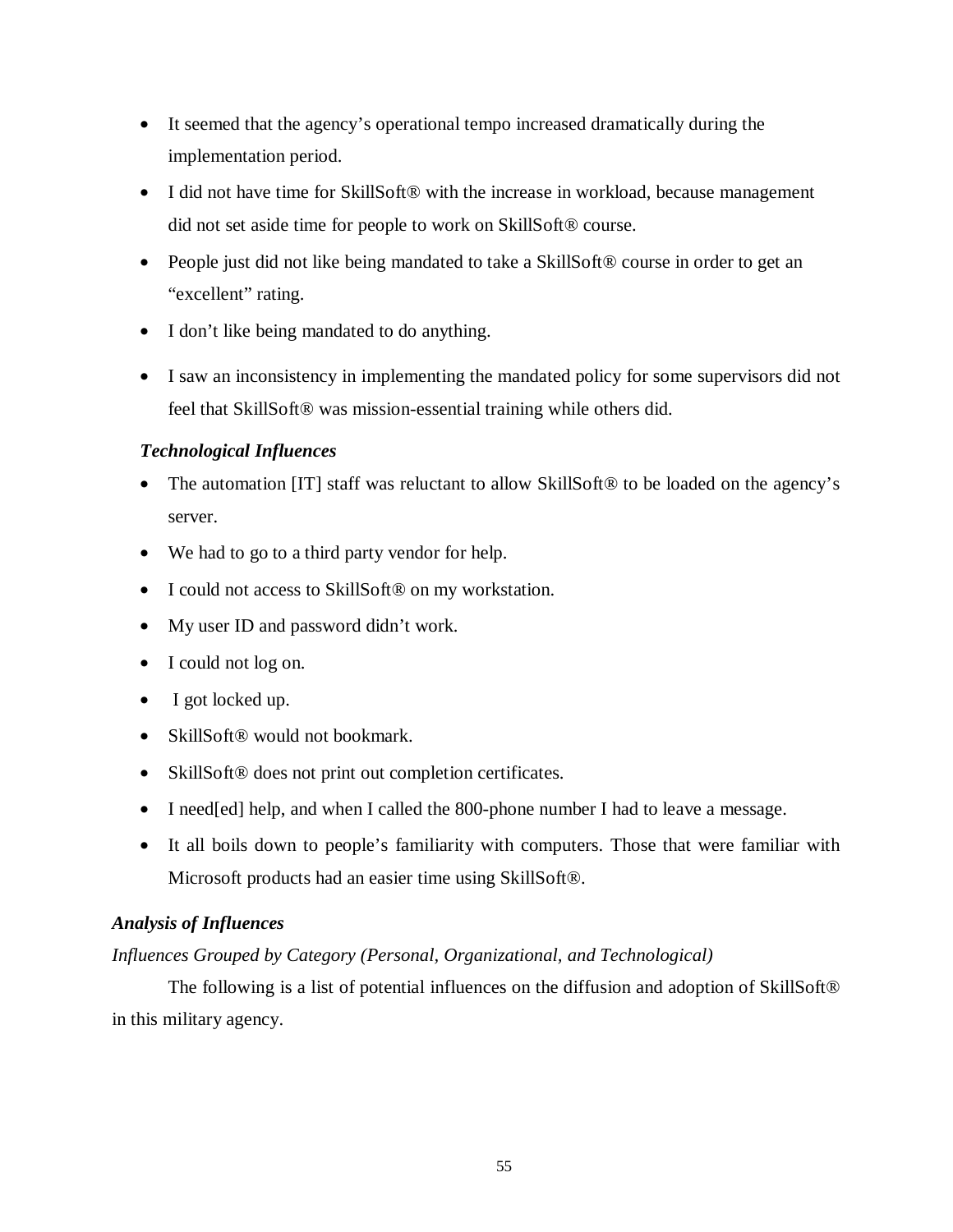- It seemed that the agency's operational tempo increased dramatically during the implementation period.
- I did not have time for SkillSoft® with the increase in workload, because management did not set aside time for people to work on SkillSoft® course.
- People just did not like being mandated to take a SkillSoft® course in order to get an "excellent" rating.
- I don't like being mandated to do anything.
- I saw an inconsistency in implementing the mandated policy for some supervisors did not feel that SkillSoft® was mission-essential training while others did.

*Technological Influences*

- The automation [IT] staff was reluctant to allow SkillSoft® to be loaded on the agency's server.
- We had to go to a third party vendor for help.
- I could not access to SkillSoft® on my workstation.
- My user ID and password didn't work.
- I could not log on.
- I got locked up.
- SkillSoft® would not bookmark.
- SkillSoft® does not print out completion certificates.
- I need[ed] help, and when I called the 800-phone number I had to leave a message.
- It all boils down to people's familiarity with computers. Those that were familiar with Microsoft products had an easier time using SkillSoft®.

***Analysis of Influences***

*Influences Grouped by Category (Personal, Organizational, and Technological)*

The following is a list of potential influences on the diffusion and adoption of SkillSoft® in this military agency.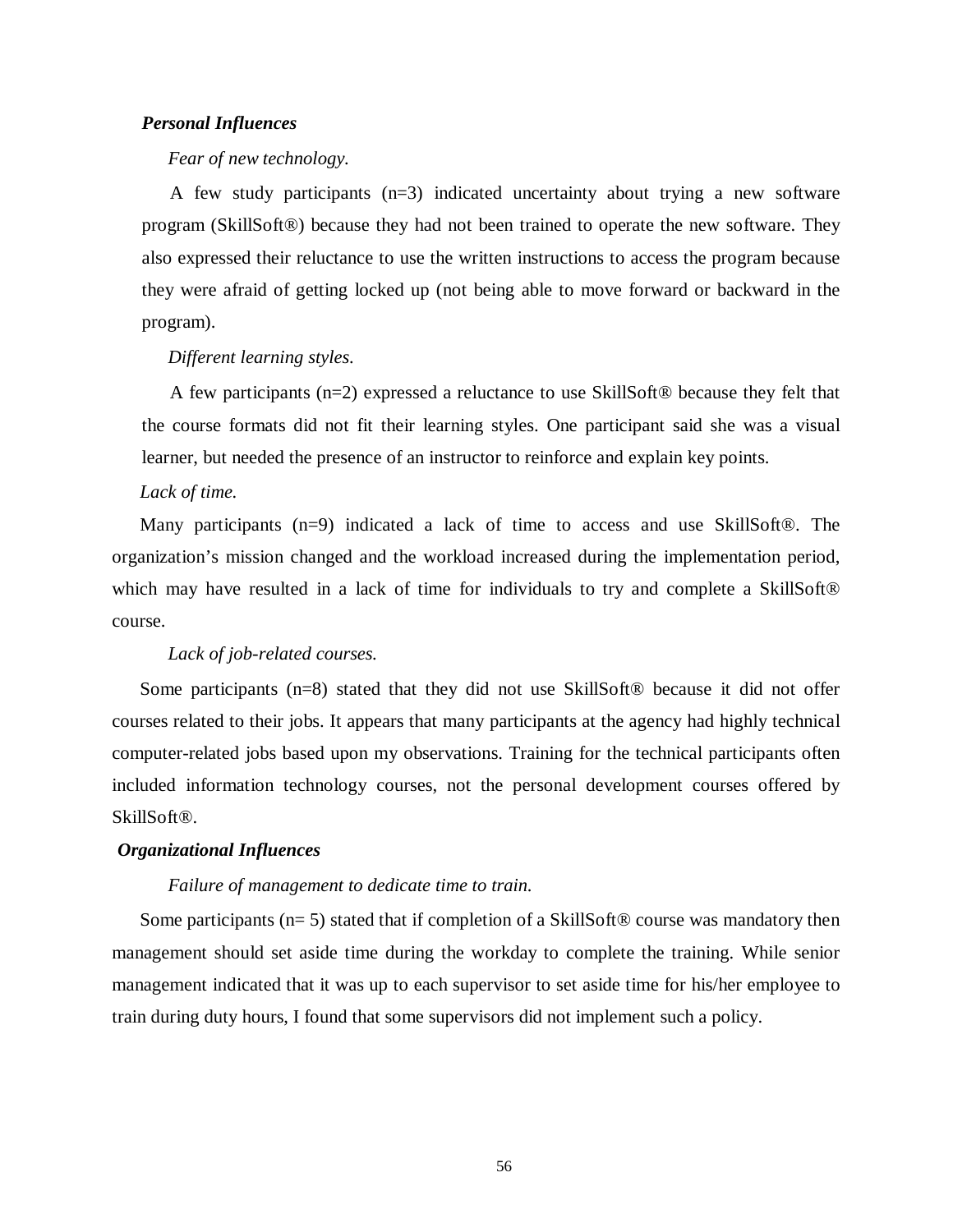### ***Personal Influences***

*Fear of new technology.*

A few study participants (n=3) indicated uncertainty about trying a new software program (SkillSoft®) because they had not been trained to operate the new software. They also expressed their reluctance to use the written instructions to access the program because they were afraid of getting locked up (not being able to move forward or backward in the program).

*Different learning styles.*

A few participants (n=2) expressed a reluctance to use SkillSoft® because they felt that the course formats did not fit their learning styles. One participant said she was a visual learner, but needed the presence of an instructor to reinforce and explain key points.

*Lack of time.*

Many participants (n=9) indicated a lack of time to access and use SkillSoft®. The organization's mission changed and the workload increased during the implementation period, which may have resulted in a lack of time for individuals to try and complete a SkillSoft® course.

*Lack of job-related courses.*

Some participants (n=8) stated that they did not use SkillSoft® because it did not offer courses related to their jobs. It appears that many participants at the agency had highly technical computer-related jobs based upon my observations. Training for the technical participants often included information technology courses, not the personal development courses offered by SkillSoft®.

### ***Organizational Influences***

*Failure of management to dedicate time to train.*

Some participants (n= 5) stated that if completion of a SkillSoft® course was mandatory then management should set aside time during the workday to complete the training. While senior management indicated that it was up to each supervisor to set aside time for his/her employee to train during duty hours, I found that some supervisors did not implement such a policy.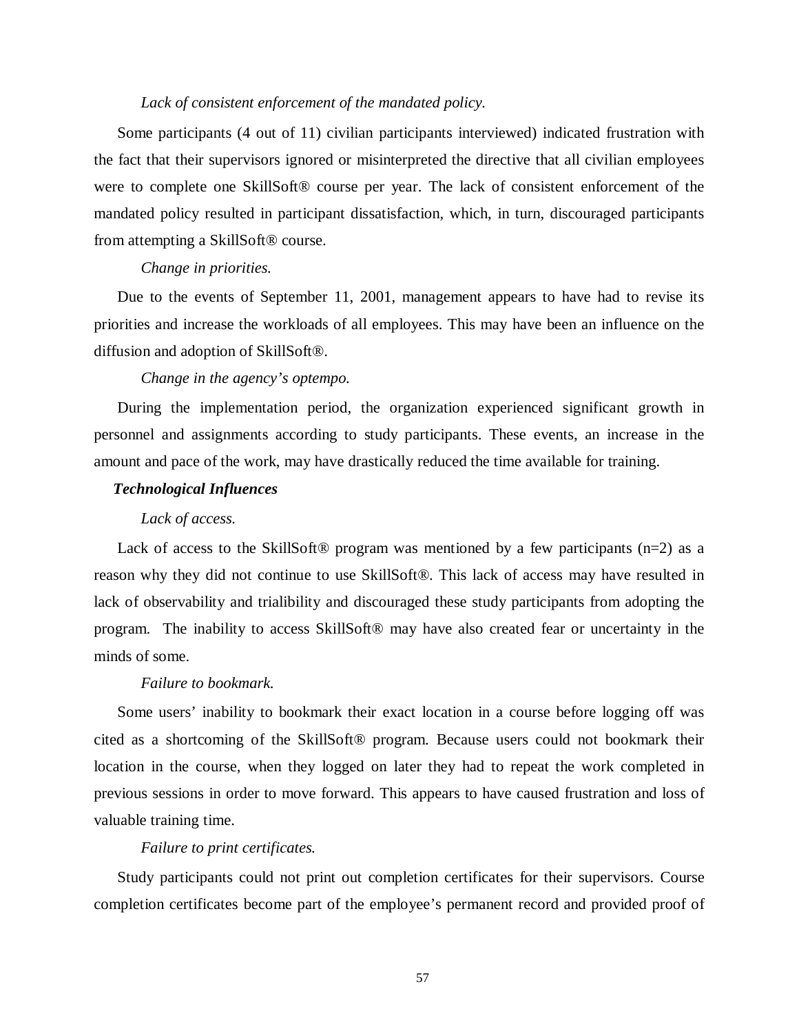*Lack of consistent enforcement of the mandated policy.*

Some participants (4 out of 11) civilian participants interviewed) indicated frustration with the fact that their supervisors ignored or misinterpreted the directive that all civilian employees were to complete one SkillSoft® course per year. The lack of consistent enforcement of the mandated policy resulted in participant dissatisfaction, which, in turn, discouraged participants from attempting a SkillSoft® course.

*Change in priorities.*

Due to the events of September 11, 2001, management appears to have had to revise its priorities and increase the workloads of all employees. This may have been an influence on the diffusion and adoption of SkillSoft®.

*Change in the agency's optempo.*

During the implementation period, the organization experienced significant growth in personnel and assignments according to study participants. These events, an increase in the amount and pace of the work, may have drastically reduced the time available for training.

***Technological Influences***

*Lack of access.*

Lack of access to the SkillSoft® program was mentioned by a few participants (n=2) as a reason why they did not continue to use SkillSoft®. This lack of access may have resulted in lack of observability and trialibility and discouraged these study participants from adopting the program. The inability to access SkillSoft® may have also created fear or uncertainty in the minds of some.

*Failure to bookmark.*

Some users' inability to bookmark their exact location in a course before logging off was cited as a shortcoming of the SkillSoft® program. Because users could not bookmark their location in the course, when they logged on later they had to repeat the work completed in previous sessions in order to move forward. This appears to have caused frustration and loss of valuable training time.

*Failure to print certificates.*

Study participants could not print out completion certificates for their supervisors. Course completion certificates become part of the employee's permanent record and provided proof of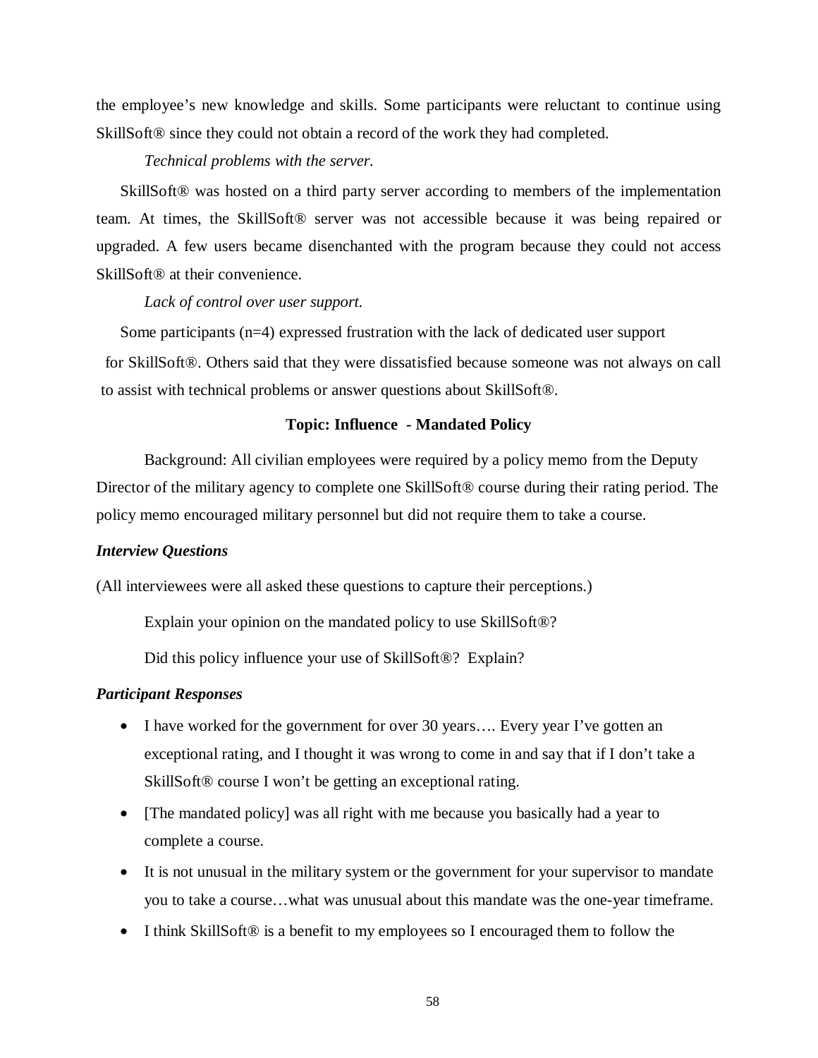the employee's new knowledge and skills. Some participants were reluctant to continue using SkillSoft® since they could not obtain a record of the work they had completed.

*Technical problems with the server.*

SkillSoft® was hosted on a third party server according to members of the implementation team. At times, the SkillSoft® server was not accessible because it was being repaired or upgraded. A few users became disenchanted with the program because they could not access SkillSoft® at their convenience.

*Lack of control over user support.*

Some participants (n=4) expressed frustration with the lack of dedicated user support for SkillSoft®. Others said that they were dissatisfied because someone was not always on call to assist with technical problems or answer questions about SkillSoft®.

**Topic: Influence - Mandated Policy**

Background: All civilian employees were required by a policy memo from the Deputy Director of the military agency to complete one SkillSoft® course during their rating period. The policy memo encouraged military personnel but did not require them to take a course.

***Interview Questions***

(All interviewees were all asked these questions to capture their perceptions.)

Explain your opinion on the mandated policy to use SkillSoft®?

Did this policy influence your use of SkillSoft®? Explain?

***Participant Responses***

- I have worked for the government for over 30 years…. Every year I've gotten an exceptional rating, and I thought it was wrong to come in and say that if I don't take a SkillSoft® course I won't be getting an exceptional rating.
- [The mandated policy] was all right with me because you basically had a year to complete a course.
- It is not unusual in the military system or the government for your supervisor to mandate you to take a course…what was unusual about this mandate was the one-year timeframe.
- I think SkillSoft® is a benefit to my employees so I encouraged them to follow the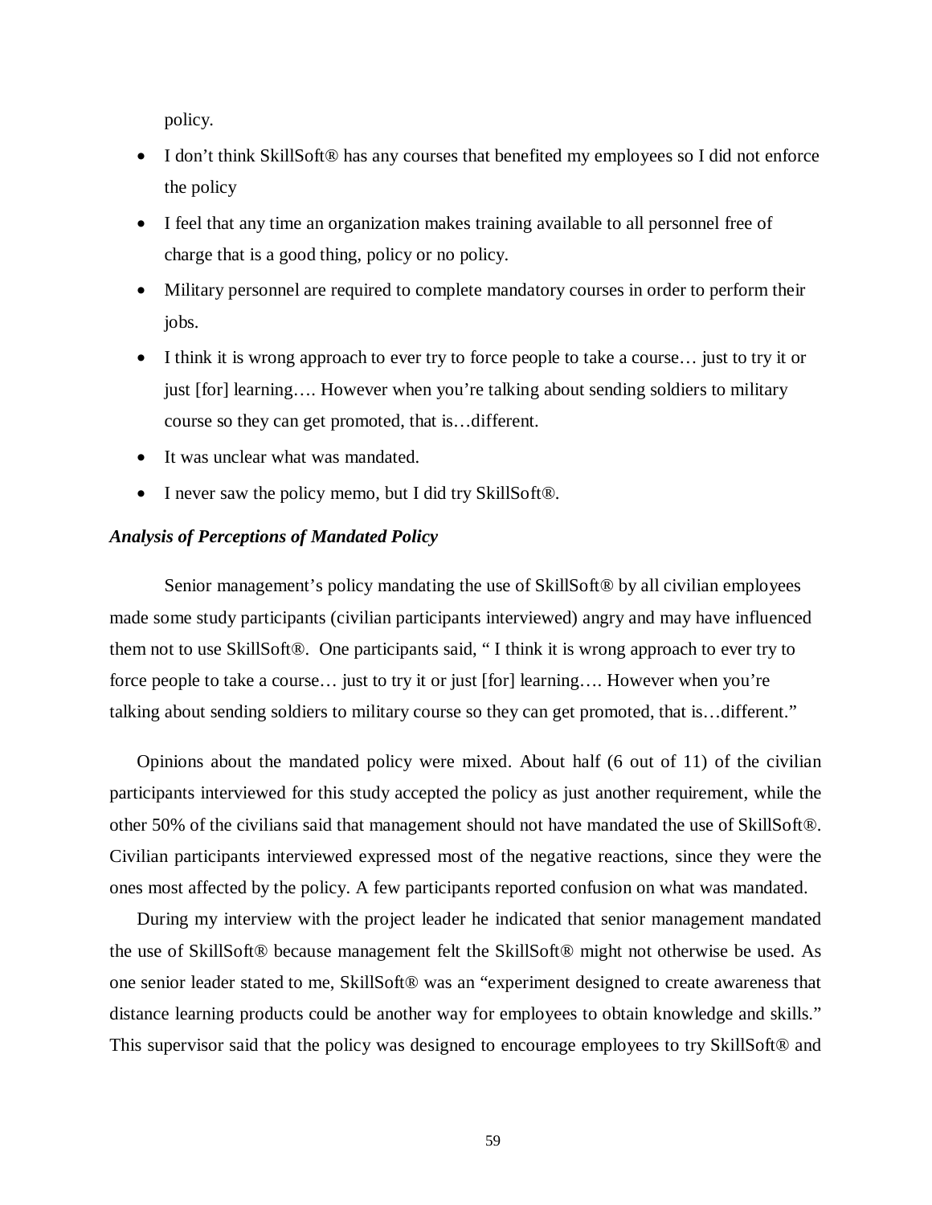policy.

- I don't think SkillSoft® has any courses that benefited my employees so I did not enforce the policy
- I feel that any time an organization makes training available to all personnel free of charge that is a good thing, policy or no policy.
- Military personnel are required to complete mandatory courses in order to perform their jobs.
- I think it is wrong approach to ever try to force people to take a course… just to try it or just [for] learning…. However when you're talking about sending soldiers to military course so they can get promoted, that is…different.
- It was unclear what was mandated.
- I never saw the policy memo, but I did try SkillSoft®.

### *Analysis of Perceptions of Mandated Policy*

Senior management's policy mandating the use of SkillSoft® by all civilian employees made some study participants (civilian participants interviewed) angry and may have influenced them not to use SkillSoft®. One participants said, " I think it is wrong approach to ever try to force people to take a course… just to try it or just [for] learning…. However when you're talking about sending soldiers to military course so they can get promoted, that is…different."

Opinions about the mandated policy were mixed. About half (6 out of 11) of the civilian participants interviewed for this study accepted the policy as just another requirement, while the other 50% of the civilians said that management should not have mandated the use of SkillSoft®. Civilian participants interviewed expressed most of the negative reactions, since they were the ones most affected by the policy. A few participants reported confusion on what was mandated.

During my interview with the project leader he indicated that senior management mandated the use of SkillSoft® because management felt the SkillSoft® might not otherwise be used. As one senior leader stated to me, SkillSoft® was an "experiment designed to create awareness that distance learning products could be another way for employees to obtain knowledge and skills." This supervisor said that the policy was designed to encourage employees to try SkillSoft® and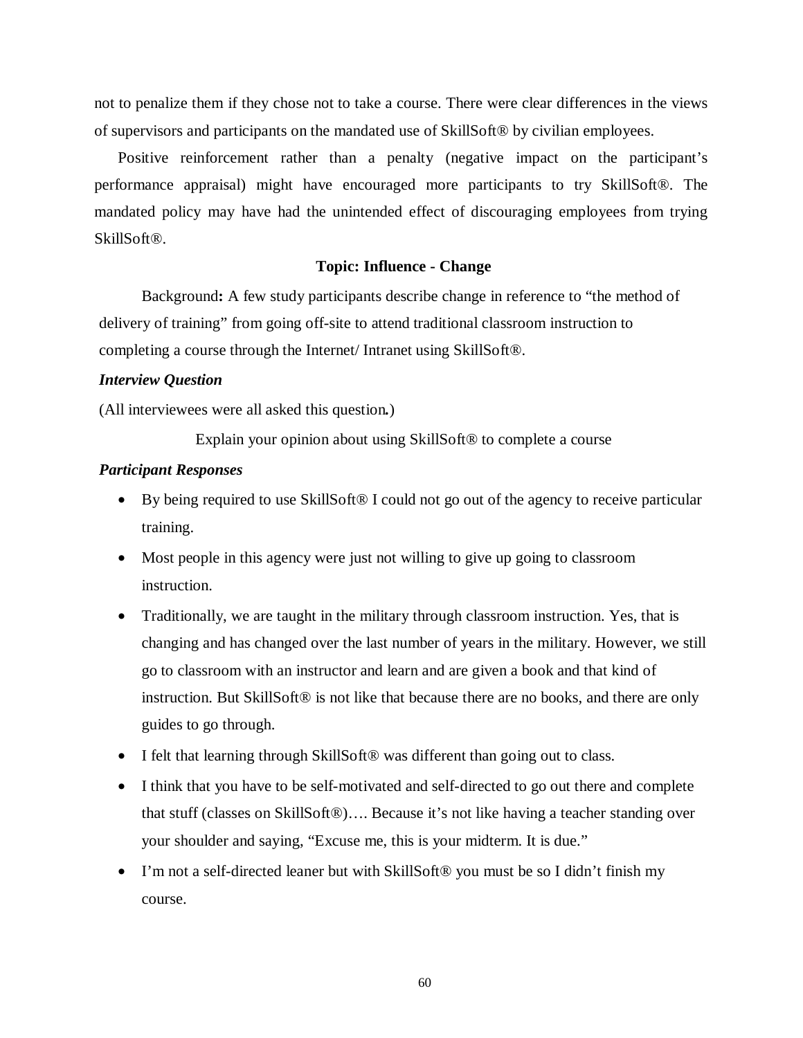not to penalize them if they chose not to take a course. There were clear differences in the views of supervisors and participants on the mandated use of SkillSoft® by civilian employees.

Positive reinforcement rather than a penalty (negative impact on the participant's performance appraisal) might have encouraged more participants to try SkillSoft®. The mandated policy may have had the unintended effect of discouraging employees from trying SkillSoft®.

**Topic: Influence - Change**

Background**:** A few study participants describe change in reference to "the method of delivery of training" from going off-site to attend traditional classroom instruction to completing a course through the Internet/ Intranet using SkillSoft®.

***Interview Question***

(All interviewees were all asked this question**.**)

Explain your opinion about using SkillSoft® to complete a course

***Participant Responses***

- By being required to use SkillSoft® I could not go out of the agency to receive particular training.
- Most people in this agency were just not willing to give up going to classroom instruction.
- Traditionally, we are taught in the military through classroom instruction. Yes, that is changing and has changed over the last number of years in the military. However, we still go to classroom with an instructor and learn and are given a book and that kind of instruction. But SkillSoft® is not like that because there are no books, and there are only guides to go through.
- I felt that learning through SkillSoft® was different than going out to class.
- I think that you have to be self-motivated and self-directed to go out there and complete that stuff (classes on SkillSoft®)…. Because it's not like having a teacher standing over your shoulder and saying, "Excuse me, this is your midterm. It is due."
- I'm not a self-directed leaner but with SkillSoft® you must be so I didn't finish my course.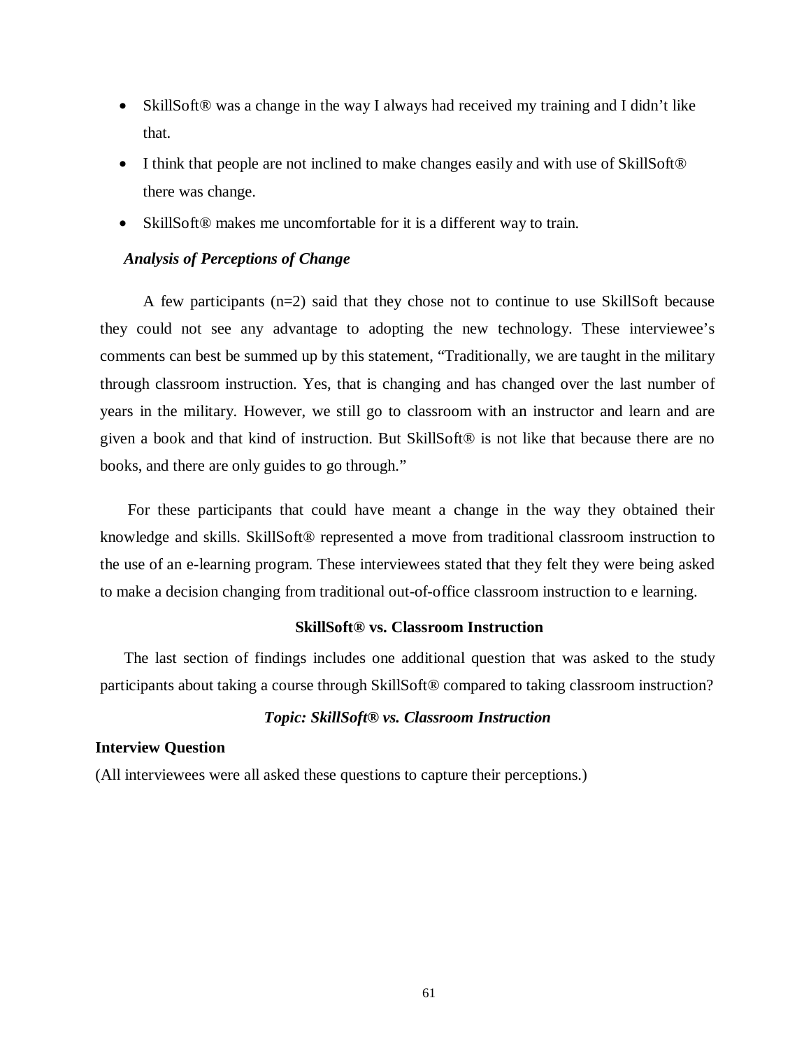- SkillSoft® was a change in the way I always had received my training and I didn't like that.
- I think that people are not inclined to make changes easily and with use of SkillSoft® there was change.
- SkillSoft® makes me uncomfortable for it is a different way to train.

***Analysis of Perceptions of Change***

A few participants (n=2) said that they chose not to continue to use SkillSoft because they could not see any advantage to adopting the new technology. These interviewee's comments can best be summed up by this statement, "Traditionally, we are taught in the military through classroom instruction. Yes, that is changing and has changed over the last number of years in the military. However, we still go to classroom with an instructor and learn and are given a book and that kind of instruction. But SkillSoft® is not like that because there are no books, and there are only guides to go through."

For these participants that could have meant a change in the way they obtained their knowledge and skills. SkillSoft® represented a move from traditional classroom instruction to the use of an e-learning program. These interviewees stated that they felt they were being asked to make a decision changing from traditional out-of-office classroom instruction to e learning.

### SkillSoft® vs. Classroom Instruction

The last section of findings includes one additional question that was asked to the study participants about taking a course through SkillSoft® compared to taking classroom instruction?

***Topic: SkillSoft® vs. Classroom Instruction***

**Interview Question**

(All interviewees were all asked these questions to capture their perceptions.)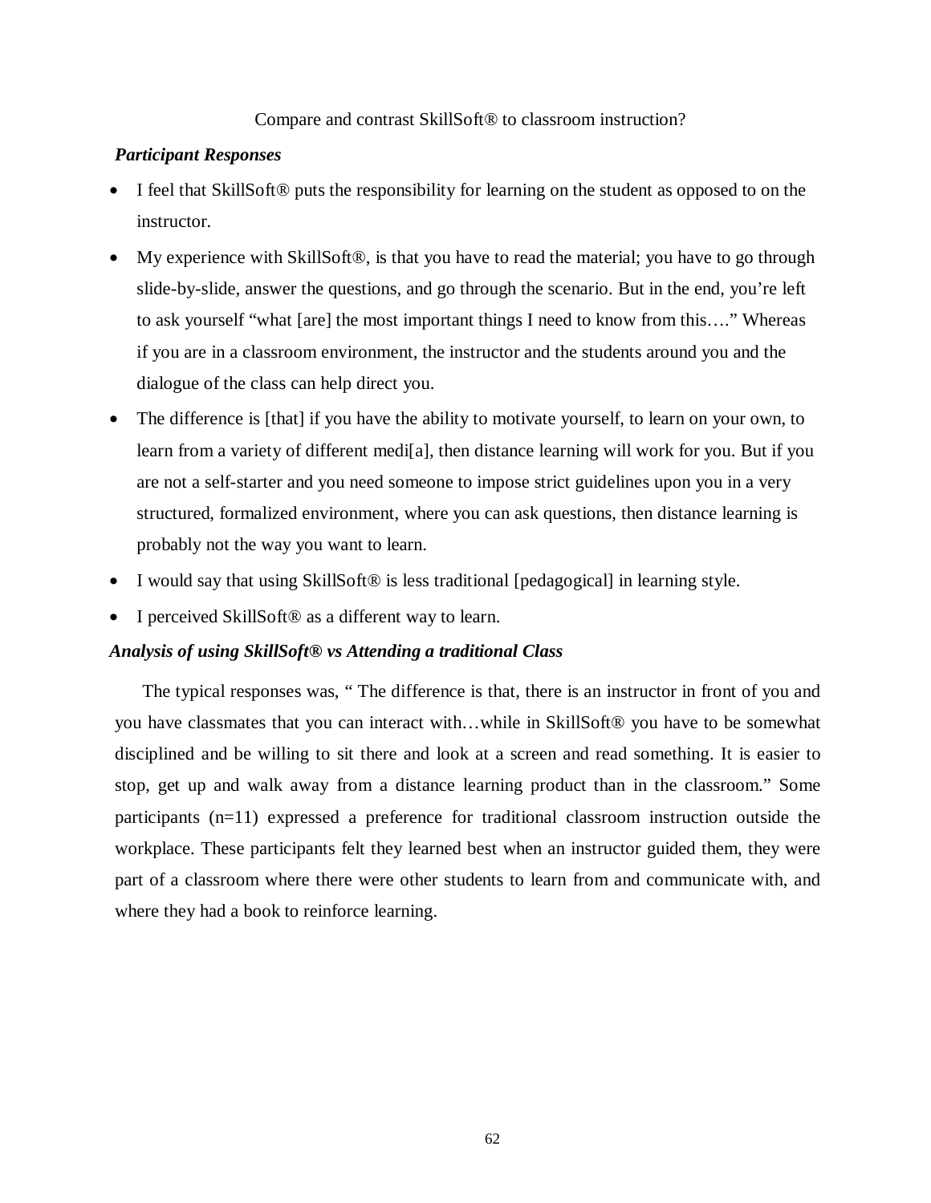Compare and contrast SkillSoft® to classroom instruction?

***Participant Responses***

- I feel that SkillSoft® puts the responsibility for learning on the student as opposed to on the instructor.
- My experience with SkillSoft®, is that you have to read the material; you have to go through slide-by-slide, answer the questions, and go through the scenario. But in the end, you're left to ask yourself "what [are] the most important things I need to know from this…." Whereas if you are in a classroom environment, the instructor and the students around you and the dialogue of the class can help direct you.
- The difference is [that] if you have the ability to motivate yourself, to learn on your own, to learn from a variety of different medi[a], then distance learning will work for you. But if you are not a self-starter and you need someone to impose strict guidelines upon you in a very structured, formalized environment, where you can ask questions, then distance learning is probably not the way you want to learn.
- I would say that using SkillSoft® is less traditional [pedagogical] in learning style.
- I perceived SkillSoft® as a different way to learn.

***Analysis of using SkillSoft® vs Attending a traditional Class***

The typical responses was, " The difference is that, there is an instructor in front of you and you have classmates that you can interact with…while in SkillSoft® you have to be somewhat disciplined and be willing to sit there and look at a screen and read something. It is easier to stop, get up and walk away from a distance learning product than in the classroom." Some participants (n=11) expressed a preference for traditional classroom instruction outside the workplace. These participants felt they learned best when an instructor guided them, they were part of a classroom where there were other students to learn from and communicate with, and where they had a book to reinforce learning.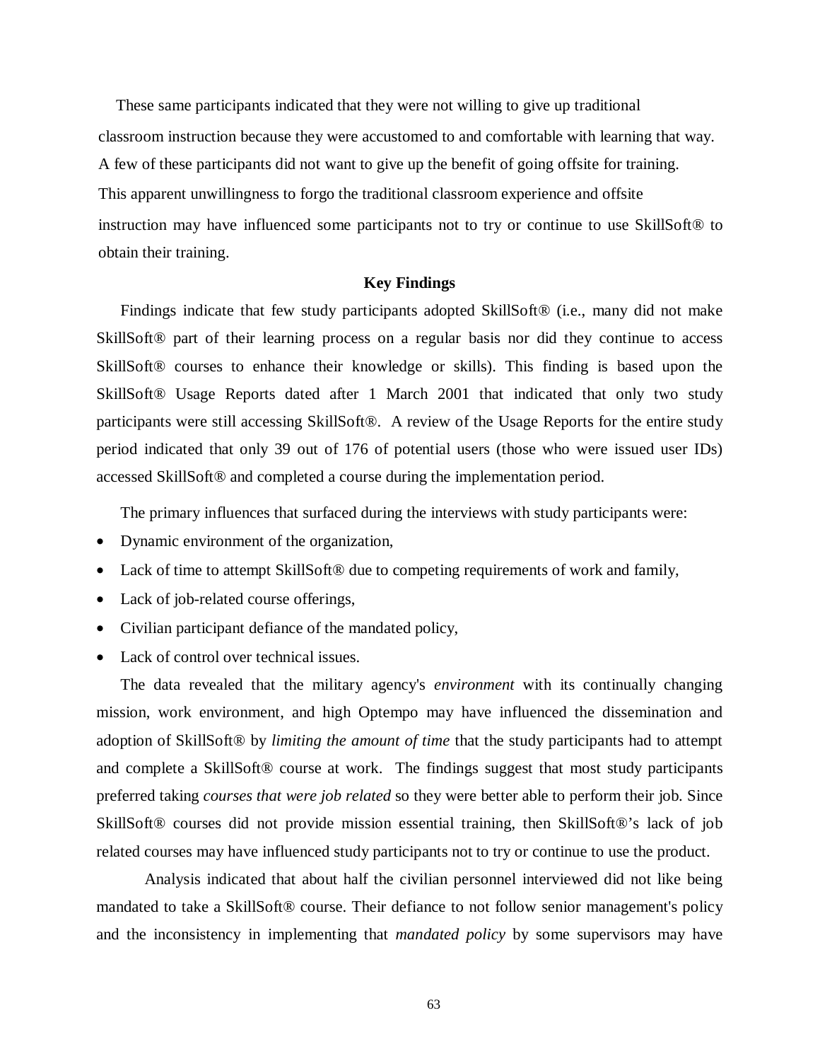These same participants indicated that they were not willing to give up traditional classroom instruction because they were accustomed to and comfortable with learning that way. A few of these participants did not want to give up the benefit of going offsite for training. This apparent unwillingness to forgo the traditional classroom experience and offsite instruction may have influenced some participants not to try or continue to use SkillSoft® to obtain their training.

## Key Findings

Findings indicate that few study participants adopted SkillSoft® (i.e., many did not make SkillSoft® part of their learning process on a regular basis nor did they continue to access SkillSoft® courses to enhance their knowledge or skills). This finding is based upon the SkillSoft® Usage Reports dated after 1 March 2001 that indicated that only two study participants were still accessing SkillSoft®. A review of the Usage Reports for the entire study period indicated that only 39 out of 176 of potential users (those who were issued user IDs) accessed SkillSoft® and completed a course during the implementation period.

The primary influences that surfaced during the interviews with study participants were:

- Dynamic environment of the organization,
- Lack of time to attempt SkillSoft® due to competing requirements of work and family,
- Lack of job-related course offerings,
- Civilian participant defiance of the mandated policy,
- Lack of control over technical issues.

The data revealed that the military agency's *environment* with its continually changing mission, work environment, and high Optempo may have influenced the dissemination and adoption of SkillSoft® by *limiting the amount of time* that the study participants had to attempt and complete a SkillSoft® course at work. The findings suggest that most study participants preferred taking *courses that were job related* so they were better able to perform their job. Since SkillSoft® courses did not provide mission essential training, then SkillSoft®'s lack of job related courses may have influenced study participants not to try or continue to use the product.

Analysis indicated that about half the civilian personnel interviewed did not like being mandated to take a SkillSoft® course. Their defiance to not follow senior management's policy and the inconsistency in implementing that *mandated policy* by some supervisors may have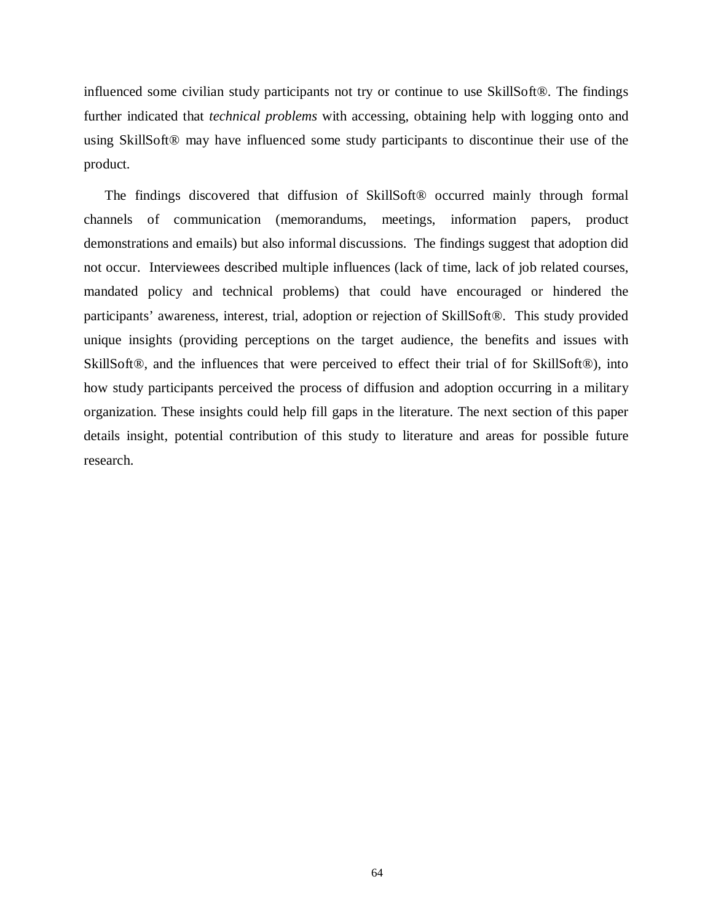influenced some civilian study participants not try or continue to use SkillSoft®. The findings further indicated that *technical problems* with accessing, obtaining help with logging onto and using SkillSoft® may have influenced some study participants to discontinue their use of the product.

The findings discovered that diffusion of SkillSoft® occurred mainly through formal channels of communication (memorandums, meetings, information papers, product demonstrations and emails) but also informal discussions. The findings suggest that adoption did not occur. Interviewees described multiple influences (lack of time, lack of job related courses, mandated policy and technical problems) that could have encouraged or hindered the participants' awareness, interest, trial, adoption or rejection of SkillSoft®. This study provided unique insights (providing perceptions on the target audience, the benefits and issues with SkillSoft®, and the influences that were perceived to effect their trial of for SkillSoft®), into how study participants perceived the process of diffusion and adoption occurring in a military organization. These insights could help fill gaps in the literature. The next section of this paper details insight, potential contribution of this study to literature and areas for possible future research.